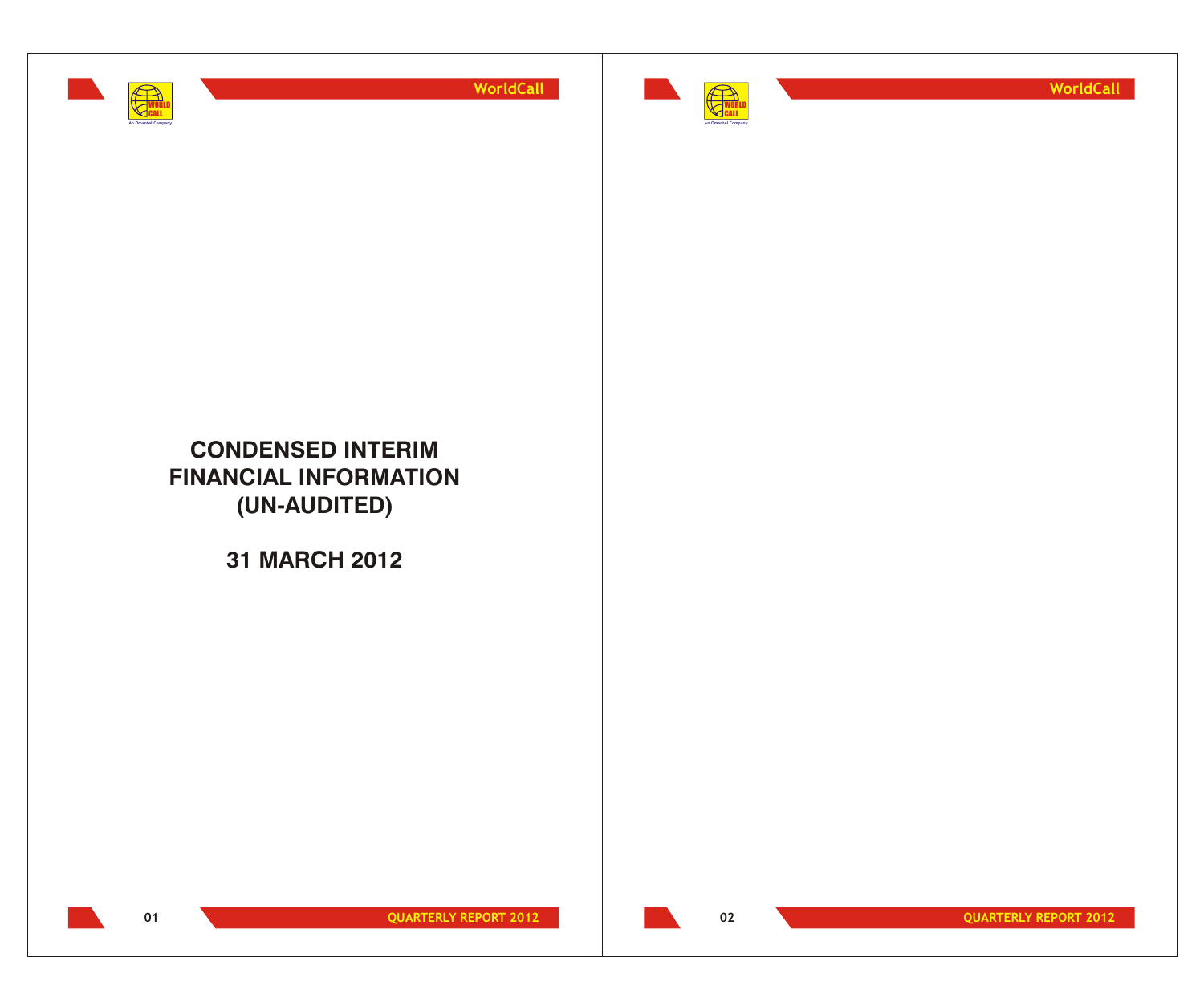# CONDENSED INTERIM FINANCIAL INFORMATION (UN-AUDITED)

## 31 MARCH 2012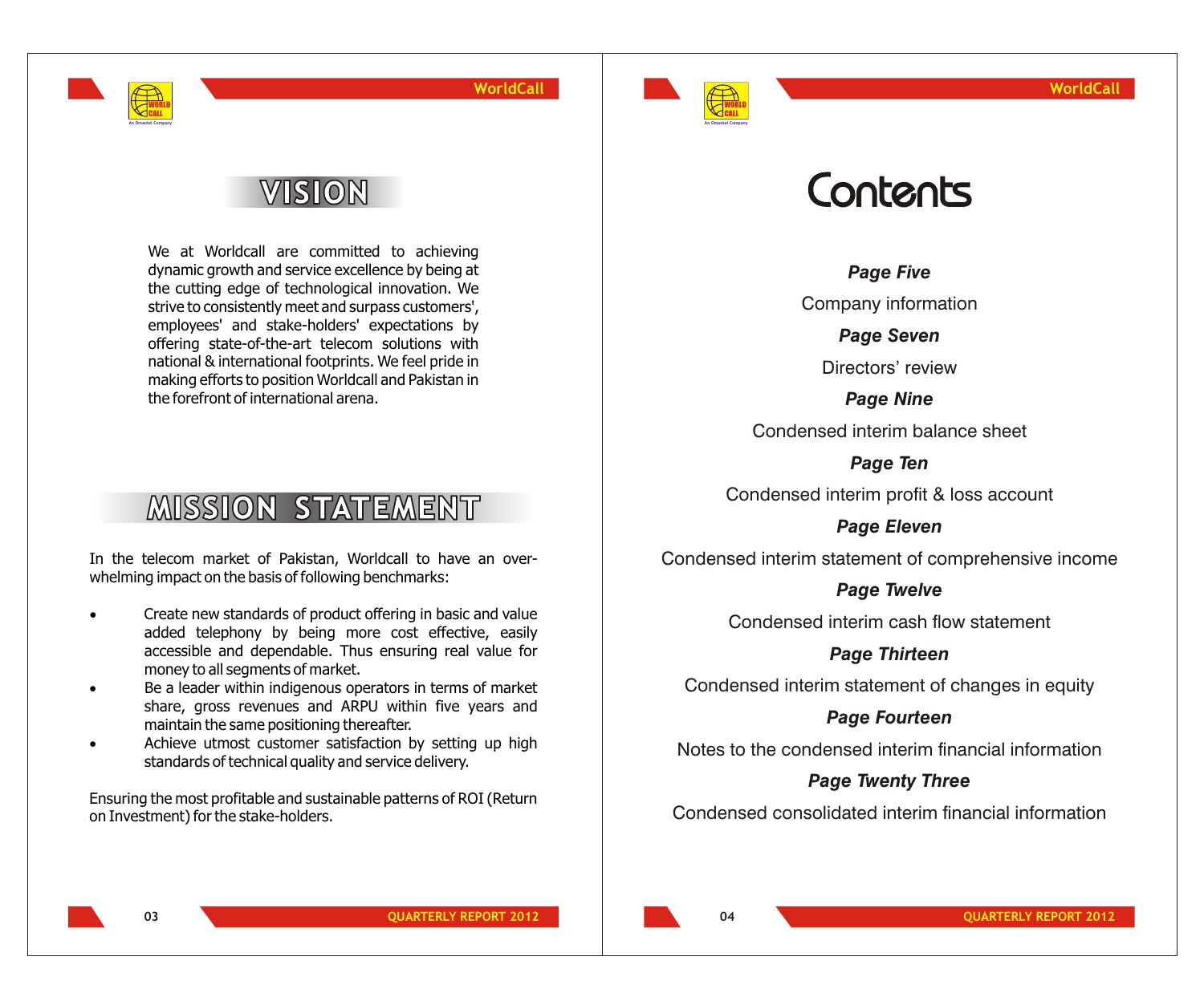# VISION

We at Worldcall are committed to achieving dynamic growth and service excellence by being at the cutting edge of technological innovation. We strive to consistently meet and surpass customers', employees' and stake-holders' expectations by offering state-of-the-art telecom solutions with national & international footprints. We feel pride in making efforts to position Worldcall and Pakistan in the forefront of international arena.

# MISSION STATEMENT

In the telecom market of Pakistan, Worldcall to have an over-whelming impact on the basis of following benchmarks:

- Create new standards of product offering in basic and value added telephony by being more cost effective, easily accessible and dependable. Thus ensuring real value for money to all segments of market.
- Be a leader within indigenous operators in terms of market share, gross revenues and ARPU within five years and maintain the same positioning thereafter.
- Achieve utmost customer satisfaction by setting up high standards of technical quality and service delivery.

Ensuring the most profitable and sustainable patterns of ROI (Return on Investment) for the stake-holders.

# Contents

***Page Five***

Company information

***Page Seven***

Directors' review

***Page Nine***

Condensed interim balance sheet

***Page Ten***

Condensed interim profit & loss account

***Page Eleven***

Condensed interim statement of comprehensive income

***Page Twelve***

Condensed interim cash flow statement

***Page Thirteen***

Condensed interim statement of changes in equity

***Page Fourteen***

Notes to the condensed interim financial information

***Page Twenty Three***

Condensed consolidated interim financial information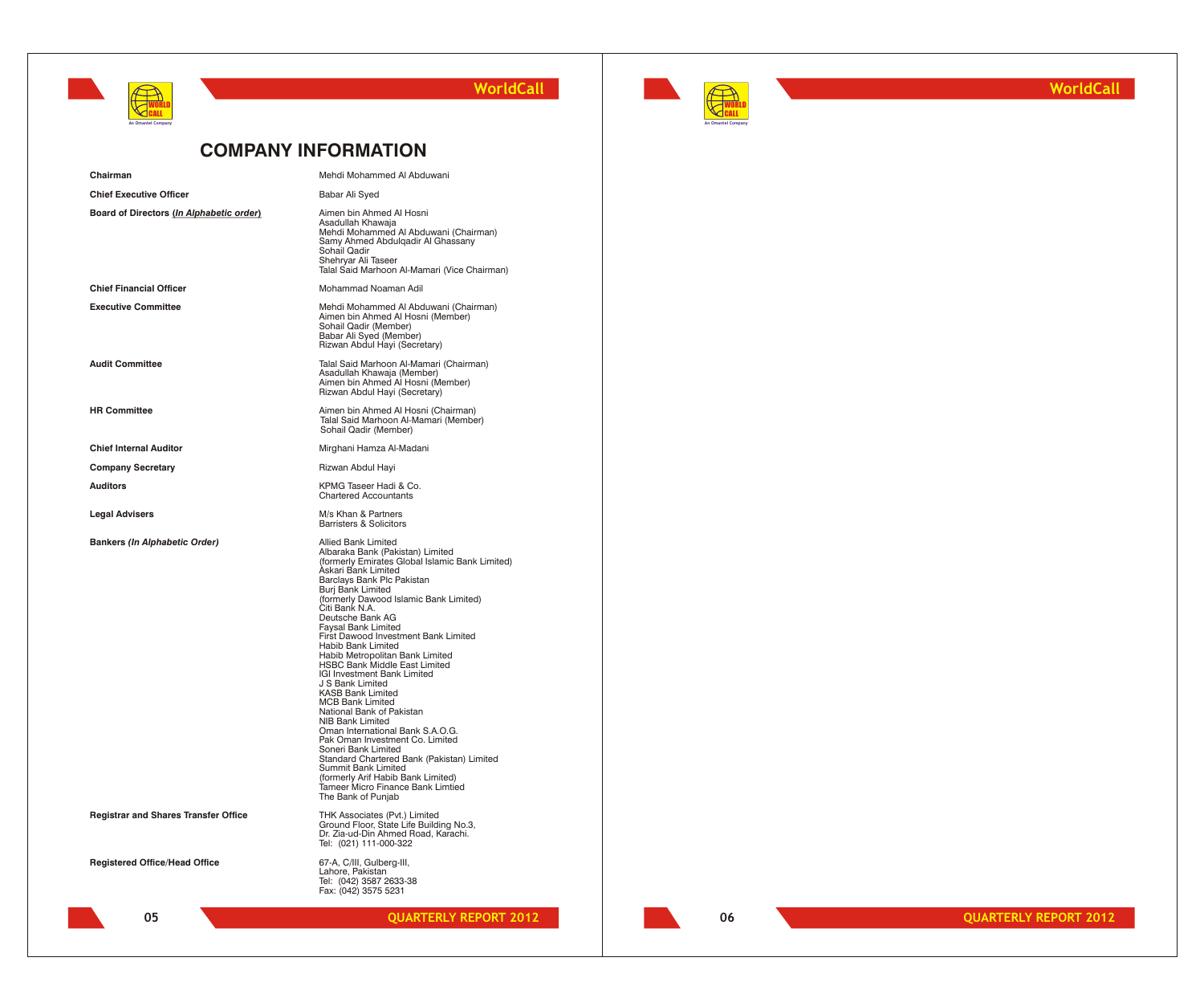# COMPANY INFORMATION

| | |
|---|---|
| **Chairman** | Mehdi Mohammed Al Abduwani |
| **Chief Executive Officer** | Babar Ali Syed |
| **Board of Directors (*In Alphabetic order*)** | Aimen bin Ahmed Al Hosni<br>Asadullah Khawaja<br>Mehdi Mohammed Al Abduwani (Chairman)<br>Samy Ahmed Abdulqadir Al Ghassany<br>Sohail Qadir<br>Shehryar Ali Taseer<br>Talal Said Marhoon Al-Mamari (Vice Chairman) |
| **Chief Financial Officer** | Mohammad Noaman Adil |
| **Executive Committee** | Mehdi Mohammed Al Abduwani (Chairman)<br>Aimen bin Ahmed Al Hosni (Member)<br>Sohail Qadir (Member)<br>Babar Ali Syed (Member)<br>Rizwan Abdul Hayi (Secretary) |
| **Audit Committee** | Talal Said Marhoon Al-Mamari (Chairman)<br>Asadullah Khawaja (Member)<br>Aimen bin Ahmed Al Hosni (Member)<br>Rizwan Abdul Hayi (Secretary) |
| **HR Committee** | Aimen bin Ahmed Al Hosni (Chairman)<br>Talal Said Marhoon Al-Mamari (Member)<br>Sohail Qadir (Member) |
| **Chief Internal Auditor** | Mirghani Hamza Al-Madani |
| **Company Secretary** | Rizwan Abdul Hayi |
| **Auditors** | KPMG Taseer Hadi & Co.<br>Chartered Accountants |
| **Legal Advisers** | M/s Khan & Partners<br>Barristers & Solicitors |
| **Bankers (*In Alphabetic Order*)** | Allied Bank Limited<br>Albaraka Bank (Pakistan) Limited<br>(formerly Emirates Global Islamic Bank Limited)<br>Askari Bank Limited<br>Barclays Bank Plc Pakistan<br>Burj Bank Limited<br>(formerly Dawood Islamic Bank Limited)<br>Citi Bank N.A.<br>Deutsche Bank AG<br>Faysal Bank Limited<br>First Dawood Investment Bank Limited<br>Habib Bank Limited<br>Habib Metropolitan Bank Limited<br>HSBC Bank Middle East Limited<br>IGI Investment Bank Limited<br>J S Bank Limited<br>KASB Bank Limited<br>MCB Bank Limited<br>National Bank of Pakistan<br>NIB Bank Limited<br>Oman International Bank S.A.O.G.<br>Pak Oman Investment Co. Limited<br>Soneri Bank Limited<br>Standard Chartered Bank (Pakistan) Limited<br>Summit Bank Limited<br>(formerly Arif Habib Bank Limited)<br>Tameer Micro Finance Bank Limtied<br>The Bank of Punjab |
| **Registrar and Shares Transfer Office** | THK Associates (Pvt.) Limited<br>Ground Floor, State Life Building No.3,<br>Dr. Zia-ud-Din Ahmed Road, Karachi.<br>Tel: (021) 111-000-322 |
| **Registered Office/Head Office** | 67-A, C/III, Gulberg-III,<br>Lahore, Pakistan<br>Tel: (042) 3587 2633-38<br>Fax: (042) 3575 5231 |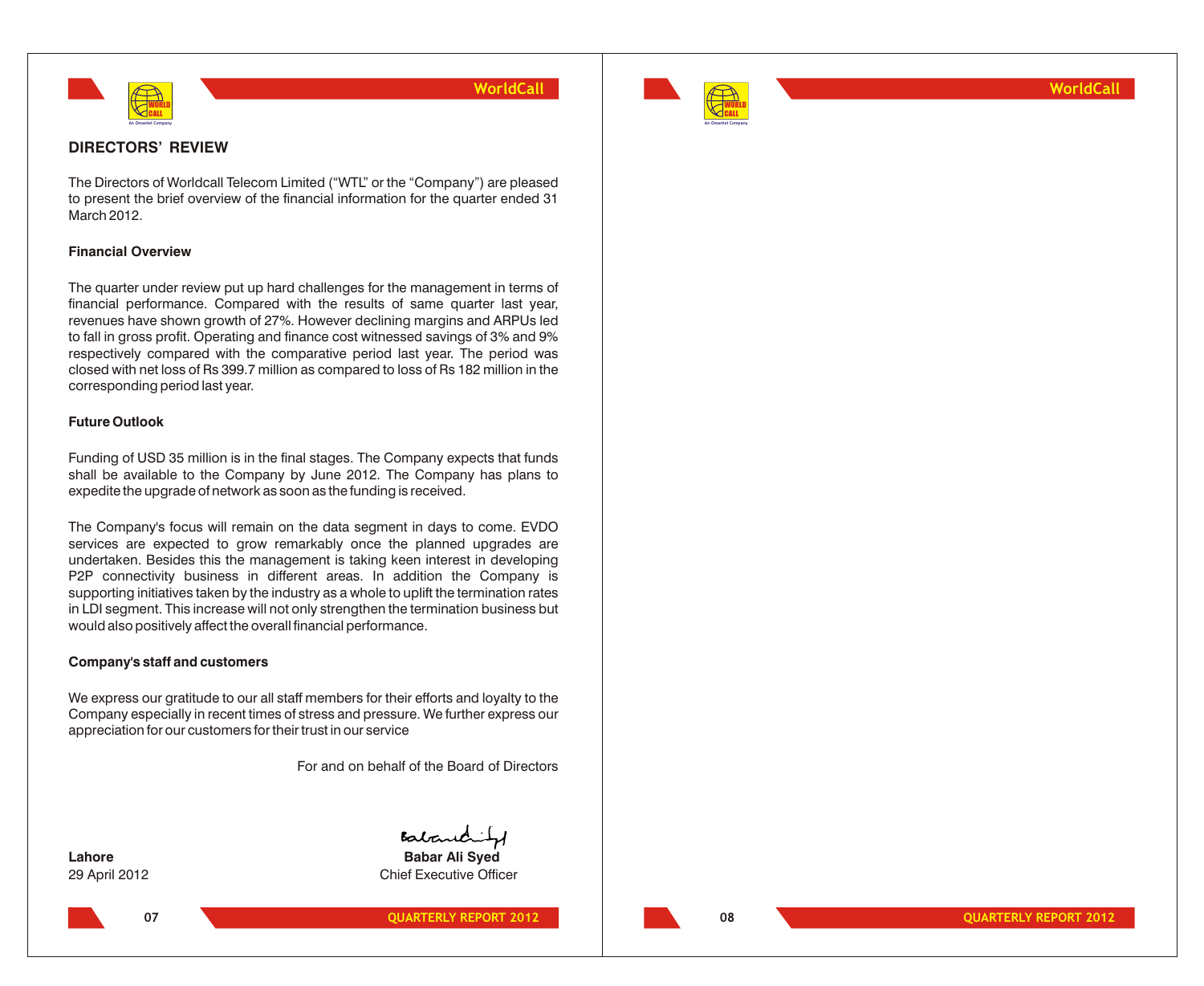## DIRECTORS' REVIEW

The Directors of Worldcall Telecom Limited ("WTL" or the "Company") are pleased to present the brief overview of the financial information for the quarter ended 31 March 2012.

### Financial Overview

The quarter under review put up hard challenges for the management in terms of financial performance. Compared with the results of same quarter last year, revenues have shown growth of 27%. However declining margins and ARPUs led to fall in gross profit. Operating and finance cost witnessed savings of 3% and 9% respectively compared with the comparative period last year. The period was closed with net loss of Rs 399.7 million as compared to loss of Rs 182 million in the corresponding period last year.

### Future Outlook

Funding of USD 35 million is in the final stages. The Company expects that funds shall be available to the Company by June 2012. The Company has plans to expedite the upgrade of network as soon as the funding is received.

The Company's focus will remain on the data segment in days to come. EVDO services are expected to grow remarkably once the planned upgrades are undertaken. Besides this the management is taking keen interest in developing P2P connectivity business in different areas. In addition the Company is supporting initiatives taken by the industry as a whole to uplift the termination rates in LDI segment. This increase will not only strengthen the termination business but would also positively affect the overall financial performance.

### Company's staff and customers

We express our gratitude to our all staff members for their efforts and loyalty to the Company especially in recent times of stress and pressure. We further express our appreciation for our customers for their trust in our service

For and on behalf of the Board of Directors

**Lahore**
29 April 2012

**Babar Ali Syed**
Chief Executive Officer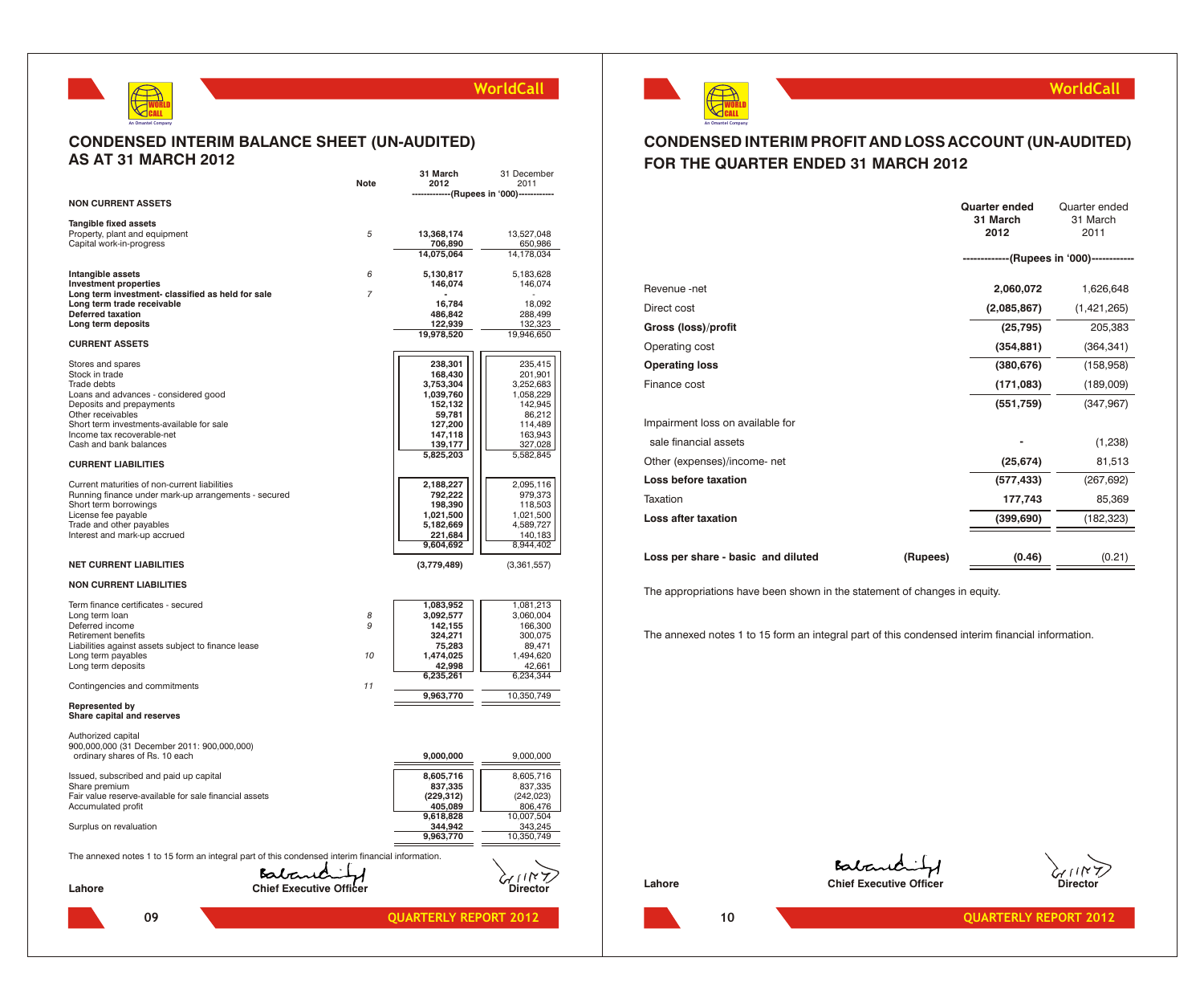## CONDENSED INTERIM BALANCE SHEET (UN-AUDITED) AS AT 31 MARCH 2012

| | Note | 31 March 2012 | 31 December 2011 |
|---|---|---|---|
| | | (Rupees in '000) | |
| **NON CURRENT ASSETS** | | | |
| **Tangible fixed assets** | | | |
| Property, plant and equipment | 5 | 13,368,174 | 13,527,048 |
| Capital work-in-progress | | 706,890 | 650,986 |
| | | 14,075,064 | 14,178,034 |
| **Intangible assets** | 6 | 5,130,817 | 5,183,628 |
| **Investment properties** | | 146,074 | 146,074 |
| **Long term investment- classified as held for sale** | 7 | - | - |
| **Long term trade receivable** | | 16,784 | 18,092 |
| **Deferred taxation** | | 486,842 | 288,499 |
| **Long term deposits** | | 122,939 | 132,323 |
| | | 19,978,520 | 19,946,650 |
| **CURRENT ASSETS** | | | |
| Stores and spares | | 238,301 | 235,415 |
| Stock in trade | | 168,430 | 201,901 |
| Trade debts | | 3,753,304 | 3,252,683 |
| Loans and advances - considered good | | 1,039,760 | 1,058,229 |
| Deposits and prepayments | | 152,132 | 142,945 |
| Other receivables | | 59,781 | 86,212 |
| Short term investments-available for sale | | 127,200 | 114,489 |
| Income tax recoverable-net | | 147,118 | 163,943 |
| Cash and bank balances | | 139,177 | 327,028 |
| | | 5,825,203 | 5,582,845 |
| **CURRENT LIABILITIES** | | | |
| Current maturities of non-current liabilities | | 2,188,227 | 2,095,116 |
| Running finance under mark-up arrangements - secured | | 792,222 | 979,373 |
| Short term borrowings | | 198,390 | 118,503 |
| License fee payable | | 1,021,500 | 1,021,500 |
| Trade and other payables | | 5,182,669 | 4,589,727 |
| Interest and mark-up accrued | | 221,684 | 140,183 |
| | | 9,604,692 | 8,944,402 |
| **NET CURRENT LIABILITIES** | | (3,779,489) | (3,361,557) |
| **NON CURRENT LIABILITIES** | | | |
| Term finance certificates - secured | | 1,083,952 | 1,081,213 |
| Long term loan | 8 | 3,092,577 | 3,060,004 |
| Deferred income | 9 | 142,155 | 166,300 |
| Retirement benefits | | 324,271 | 300,075 |
| Liabilities against assets subject to finance lease | | 75,283 | 89,471 |
| Long term payables | 10 | 1,474,025 | 1,494,620 |
| Long term deposits | | 42,998 | 42,661 |
| | | 6,235,261 | 6,234,344 |
| Contingencies and commitments | 11 | | |
| | | 9,963,770 | 10,350,749 |
| **Represented by** | | | |
| **Share capital and reserves** | | | |
| Authorized capital 900,000,000 (31 December 2011: 900,000,000) ordinary shares of Rs. 10 each | | 9,000,000 | 9,000,000 |
| Issued, subscribed and paid up capital | | 8,605,716 | 8,605,716 |
| Share premium | | 837,335 | 837,335 |
| Fair value reserve-available for sale financial assets | | (229,312) | (242,023) |
| Accumulated profit | | 405,089 | 806,476 |
| | | 9,618,828 | 10,007,504 |
| Surplus on revaluation | | 344,942 | 343,245 |
| | | 9,963,770 | 10,350,749 |

The annexed notes 1 to 15 form an integral part of this condensed interim financial information.

Lahore — Chief Executive Officer — Director

## CONDENSED INTERIM PROFIT AND LOSS ACCOUNT (UN-AUDITED) FOR THE QUARTER ENDED 31 MARCH 2012

| | | Quarter ended 31 March 2012 | Quarter ended 31 March 2011 |
|---|---|---|---|
| | | (Rupees in '000) | |
| Revenue -net | | 2,060,072 | 1,626,648 |
| Direct cost | | (2,085,867) | (1,421,265) |
| **Gross (loss)/profit** | | (25,795) | 205,383 |
| Operating cost | | (354,881) | (364,341) |
| **Operating loss** | | (380,676) | (158,958) |
| Finance cost | | (171,083) | (189,009) |
| | | (551,759) | (347,967) |
| Impairment loss on available for sale financial assets | | - | (1,238) |
| Other (expenses)/income- net | | (25,674) | 81,513 |
| **Loss before taxation** | | (577,433) | (267,692) |
| Taxation | | 177,743 | 85,369 |
| **Loss after taxation** | | (399,690) | (182,323) |
| **Loss per share - basic and diluted** | (Rupees) | (0.46) | (0.21) |

The appropriations have been shown in the statement of changes in equity.

The annexed notes 1 to 15 form an integral part of this condensed interim financial information.

Lahore — Chief Executive Officer — Director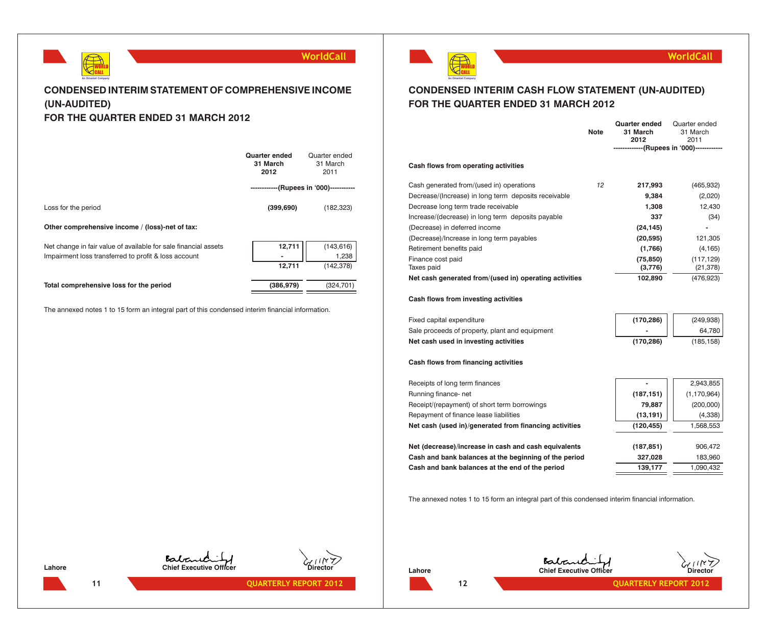# CONDENSED INTERIM STATEMENT OF COMPREHENSIVE INCOME (UN-AUDITED)
# FOR THE QUARTER ENDED 31 MARCH 2012

| | Quarter ended 31 March 2012 | Quarter ended 31 March 2011 |
|---|---|---|
| | ------------(Rupees in '000)----------- | |
| Loss for the period | **(399,690)** | (182,323) |
| **Other comprehensive income / (loss)-net of tax:** | | |
| Net change in fair value of available for sale financial assets | **12,711** | (143,616) |
| Impairment loss transferred to profit & loss account | **-** | 1,238 |
| | **12,711** | (142,378) |
| **Total comprehensive loss for the period** | **(386,979)** | (324,701) |

The annexed notes 1 to 15 form an integral part of this condensed interim financial information.

Lahore

Chief Executive Officer — Director

# CONDENSED INTERIM CASH FLOW STATEMENT (UN-AUDITED)
# FOR THE QUARTER ENDED 31 MARCH 2012

| | Note | Quarter ended 31 March 2012 | Quarter ended 31 March 2011 |
|---|---|---|---|
| | | -------------(Rupees in '000)------------ | |
| **Cash flows from operating activities** | | | |
| Cash generated from/(used in) operations | 12 | **217,993** | (465,932) |
| Decrease/(Increase) in long term deposits receivable | | **9,384** | (2,020) |
| Decrease long term trade receivable | | **1,308** | 12,430 |
| Increase/(decrease) in long term deposits payable | | **337** | (34) |
| (Decrease) in deferred income | | **(24,145)** | - |
| (Decrease)/Increase in long term payables | | **(20,595)** | 121,305 |
| Retirement benefits paid | | **(1,766)** | (4,165) |
| Finance cost paid | | **(75,850)** | (117,129) |
| Taxes paid | | **(3,776)** | (21,378) |
| **Net cash generated from/(used in) operating activities** | | **102,890** | (476,923) |
| **Cash flows from investing activities** | | | |
| Fixed capital expenditure | | **(170,286)** | (249,938) |
| Sale proceeds of property, plant and equipment | | **-** | 64,780 |
| **Net cash used in investing activities** | | **(170,286)** | (185,158) |
| **Cash flows from financing activities** | | | |
| Receipts of long term finances | | **-** | 2,943,855 |
| Running finance- net | | **(187,151)** | (1,170,964) |
| Receipt/(repayment) of short term borrowings | | **79,887** | (200,000) |
| Repayment of finance lease liabilities | | **(13,191)** | (4,338) |
| **Net cash (used in)/generated from financing activities** | | **(120,455)** | 1,568,553 |
| **Net (decrease)/increase in cash and cash equivalents** | | **(187,851)** | 906,472 |
| **Cash and bank balances at the beginning of the period** | | **327,028** | 183,960 |
| **Cash and bank balances at the end of the period** | | **139,177** | 1,090,432 |

The annexed notes 1 to 15 form an integral part of this condensed interim financial information.

Lahore

Chief Executive Officer — Director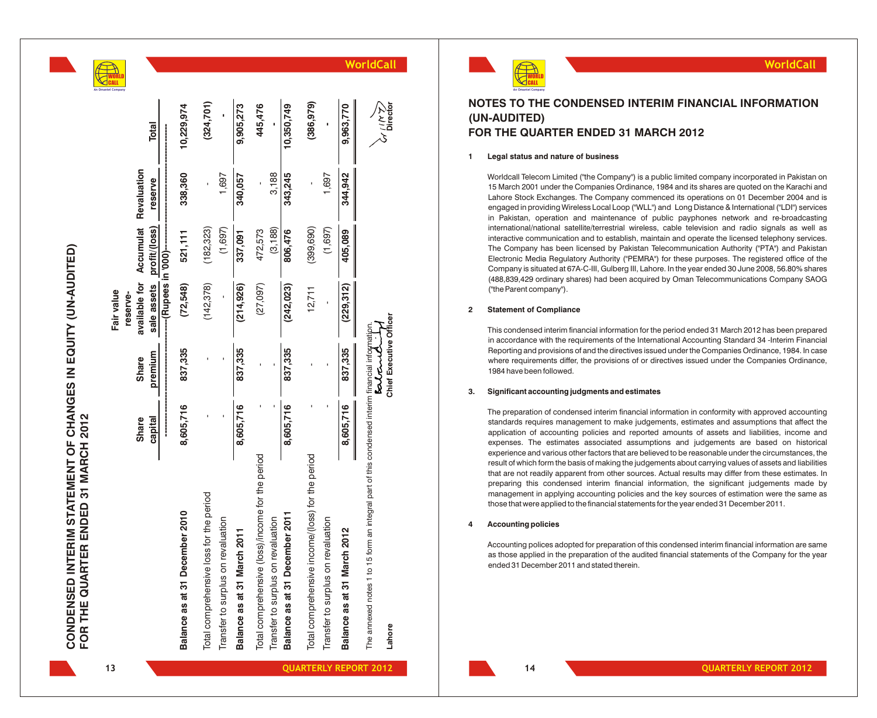# CONDENSED INTERIM STATEMENT OF CHANGES IN EQUITY (UN-AUDITED)
## FOR THE QUARTER ENDED 31 MARCH 2012

| | Share capital | Share premium | Fair value reserve-available for sale assets | Accumulat profit/(loss) | Revaluation reserve | Total |
|---|---|---|---|---|---|---|
| | ----------------------- | ----------------------- | -----(Rupees in '000)----- | ----------------------- | ----------------------- | ----------------------- |
| **Balance as at 31 December 2010** | **8,605,716** | **837,335** | **(72,548)** | **521,111** | **338,360** | **10,229,974** |
| Total comprehensive loss for the period | - | - | (142,378) | (182,323) | - | **(324,701)** |
| Transfer to surplus on revaluation | - | - | - | (1,697) | 1,697 | **-** |
| **Balance as at 31 March 2011** | **8,605,716** | **837,335** | **(214,926)** | **337,091** | **340,057** | **9,905,273** |
| Total comprehensive (loss)/income for the period | - | - | (27,097) | 472,573 | - | **445,476** |
| Transfer to surplus on revaluation | - | - | - | (3,188) | 3,188 | **-** |
| **Balance as at 31 December 2011** | **8,605,716** | **837,335** | **(242,023)** | **806,476** | **343,245** | **10,350,749** |
| Total comprehensive income/(loss) for the period | - | - | 12,711 | (399,690) | - | **(386,979)** |
| Transfer to surplus on revaluation | - | - | - | (1,697) | 1,697 | **-** |
| **Balance as at 31 March 2012** | **8,605,716** | **837,335** | **(229,312)** | **405,089** | **344,942** | **9,963,770** |

The annexed notes 1 to 15 form an integral part of this condensed interim financial information.

**Lahore** **Chief Executive Officer** **Director**

# NOTES TO THE CONDENSED INTERIM FINANCIAL INFORMATION (UN-AUDITED)
## FOR THE QUARTER ENDED 31 MARCH 2012

**1 Legal status and nature of business**

Worldcall Telecom Limited ("the Company") is a public limited company incorporated in Pakistan on 15 March 2001 under the Companies Ordinance, 1984 and its shares are quoted on the Karachi and Lahore Stock Exchanges. The Company commenced its operations on 01 December 2004 and is engaged in providing Wireless Local Loop ("WLL") and Long Distance & International ("LDI") services in Pakistan, operation and maintenance of public payphones network and re-broadcasting international/national satellite/terrestrial wireless, cable television and radio signals as well as interactive communication and to establish, maintain and operate the licensed telephony services. The Company has been licensed by Pakistan Telecommunication Authority ("PTA") and Pakistan Electronic Media Regulatory Authority ("PEMRA") for these purposes. The registered office of the Company is situated at 67A-C-III, Gulberg III, Lahore. In the year ended 30 June 2008, 56.80% shares (488,839,429 ordinary shares) had been acquired by Oman Telecommunications Company SAOG ("the Parent company").

**2 Statement of Compliance**

This condensed interim financial information for the period ended 31 March 2012 has been prepared in accordance with the requirements of the International Accounting Standard 34 -Interim Financial Reporting and provisions of and the directives issued under the Companies Ordinance, 1984. In case where requirements differ, the provisions of or directives issued under the Companies Ordinance, 1984 have been followed.

**3. Significant accounting judgments and estimates**

The preparation of condensed interim financial information in conformity with approved accounting standards requires management to make judgements, estimates and assumptions that affect the application of accounting policies and reported amounts of assets and liabilities, income and expenses. The estimates associated assumptions and judgements are based on historical experience and various other factors that are believed to be reasonable under the circumstances, the result of which form the basis of making the judgements about carrying values of assets and liabilities that are not readily apparent from other sources. Actual results may differ from these estimates. In preparing this condensed interim financial information, the significant judgements made by management in applying accounting policies and the key sources of estimation were the same as those that were applied to the financial statements for the year ended 31 December 2011.

**4 Accounting policies**

Accounting polices adopted for preparation of this condensed interim financial information are same as those applied in the preparation of the audited financial statements of the Company for the year ended 31 December 2011 and stated therein.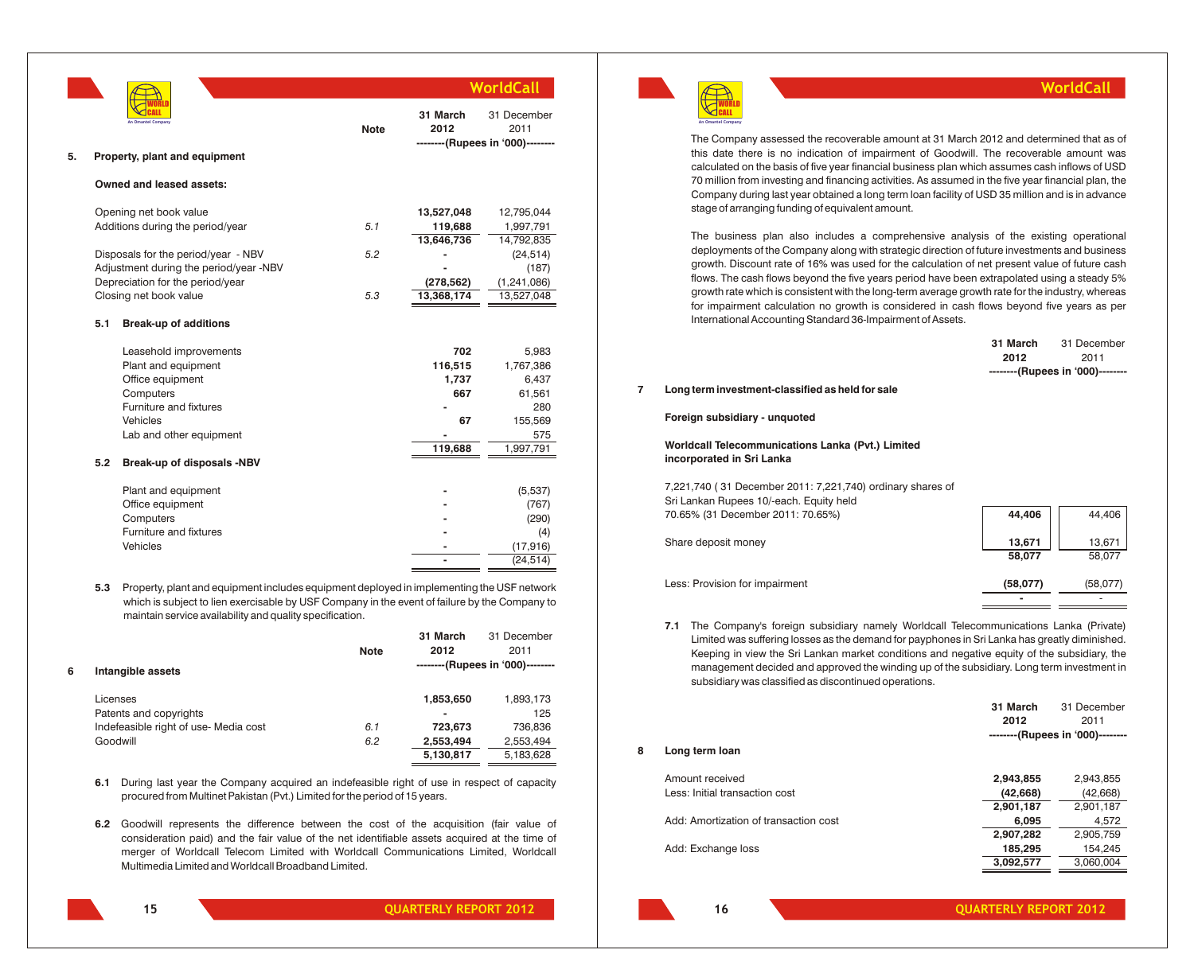## 5. Property, plant and equipment

| | Note | 31 March 2012 | 31 December 2011 |
|---|---|---|---|
| | | --------(Rupees in '000)-------- | |
| **Owned and leased assets:** | | | |
| Opening net book value | | **13,527,048** | 12,795,044 |
| Additions during the period/year | 5.1 | **119,688** | 1,997,791 |
| | | **13,646,736** | 14,792,835 |
| Disposals for the period/year - NBV | 5.2 | **-** | (24,514) |
| Adjustment during the period/year -NBV | | **-** | (187) |
| Depreciation for the period/year | | **(278,562)** | (1,241,086) |
| Closing net book value | 5.3 | **13,368,174** | 13,527,048 |

### 5.1 Break-up of additions

| | 31 March 2012 | 31 December 2011 |
|---|---|---|
| Leasehold improvements | **702** | 5,983 |
| Plant and equipment | **116,515** | 1,767,386 |
| Office equipment | **1,737** | 6,437 |
| Computers | **667** | 61,561 |
| Furniture and fixtures | **-** | 280 |
| Vehicles | **67** | 155,569 |
| Lab and other equipment | **-** | 575 |
| | **119,688** | 1,997,791 |

### 5.2 Break-up of disposals -NBV

| | 31 March 2012 | 31 December 2011 |
|---|---|---|
| Plant and equipment | **-** | (5,537) |
| Office equipment | **-** | (767) |
| Computers | **-** | (290) |
| Furniture and fixtures | **-** | (4) |
| Vehicles | **-** | (17,916) |
| | **-** | (24,514) |

**5.3** Property, plant and equipment includes equipment deployed in implementing the USF network which is subject to lien exercisable by USF Company in the event of failure by the Company to maintain service availability and quality specification.

## 6 Intangible assets

| | Note | 31 March 2012 | 31 December 2011 |
|---|---|---|---|
| | | --------(Rupees in '000)-------- | |
| Licenses | | **1,853,650** | 1,893,173 |
| Patents and copyrights | | **-** | 125 |
| Indefeasible right of use- Media cost | 6.1 | **723,673** | 736,836 |
| Goodwill | 6.2 | **2,553,494** | 2,553,494 |
| | | **5,130,817** | 5,183,628 |

**6.1** During last year the Company acquired an indefeasible right of use in respect of capacity procured from Multinet Pakistan (Pvt.) Limited for the period of 15 years.

**6.2** Goodwill represents the difference between the cost of the acquisition (fair value of consideration paid) and the fair value of the net identifiable assets acquired at the time of merger of Worldcall Telecom Limited with Worldcall Communications Limited, Worldcall Multimedia Limited and Worldcall Broadband Limited.

The Company assessed the recoverable amount at 31 March 2012 and determined that as of this date there is no indication of impairment of Goodwill. The recoverable amount was calculated on the basis of five year financial business plan which assumes cash inflows of USD 70 million from investing and financing activities. As assumed in the five year financial plan, the Company during last year obtained a long term loan facility of USD 35 million and is in advance stage of arranging funding of equivalent amount.

The business plan also includes a comprehensive analysis of the existing operational deployments of the Company along with strategic direction of future investments and business growth. Discount rate of 16% was used for the calculation of net present value of future cash flows. The cash flows beyond the five years period have been extrapolated using a steady 5% growth rate which is consistent with the long-term average growth rate for the industry, whereas for impairment calculation no growth is considered in cash flows beyond five years as per International Accounting Standard 36-Impairment of Assets.

## 7 Long term investment-classified as held for sale

| | 31 March 2012 | 31 December 2011 |
|---|---|---|
| | --------(Rupees in '000)-------- | |
| **Foreign subsidiary - unquoted** | | |
| **Worldcall Telecommunications Lanka (Pvt.) Limited incorporated in Sri Lanka** | | |
| 7,221,740 ( 31 December 2011: 7,221,740) ordinary shares of Sri Lankan Rupees 10/-each. Equity held 70.65% (31 December 2011: 70.65%) | **44,406** | 44,406 |
| Share deposit money | **13,671** | 13,671 |
| | **58,077** | 58,077 |
| Less: Provision for impairment | **(58,077)** | (58,077) |
| | **-** | - |

**7.1** The Company's foreign subsidiary namely Worldcall Telecommunications Lanka (Private) Limited was suffering losses as the demand for payphones in Sri Lanka has greatly diminished. Keeping in view the Sri Lankan market conditions and negative equity of the subsidiary, the management decided and approved the winding up of the subsidiary. Long term investment in subsidiary was classified as discontinued operations.

## 8 Long term loan

| | 31 March 2012 | 31 December 2011 |
|---|---|---|
| | --------(Rupees in '000)-------- | |
| Amount received | **2,943,855** | 2,943,855 |
| Less: Initial transaction cost | **(42,668)** | (42,668) |
| | **2,901,187** | 2,901,187 |
| Add: Amortization of transaction cost | **6,095** | 4,572 |
| | **2,907,282** | 2,905,759 |
| Add: Exchange loss | **185,295** | 154,245 |
| | **3,092,577** | 3,060,004 |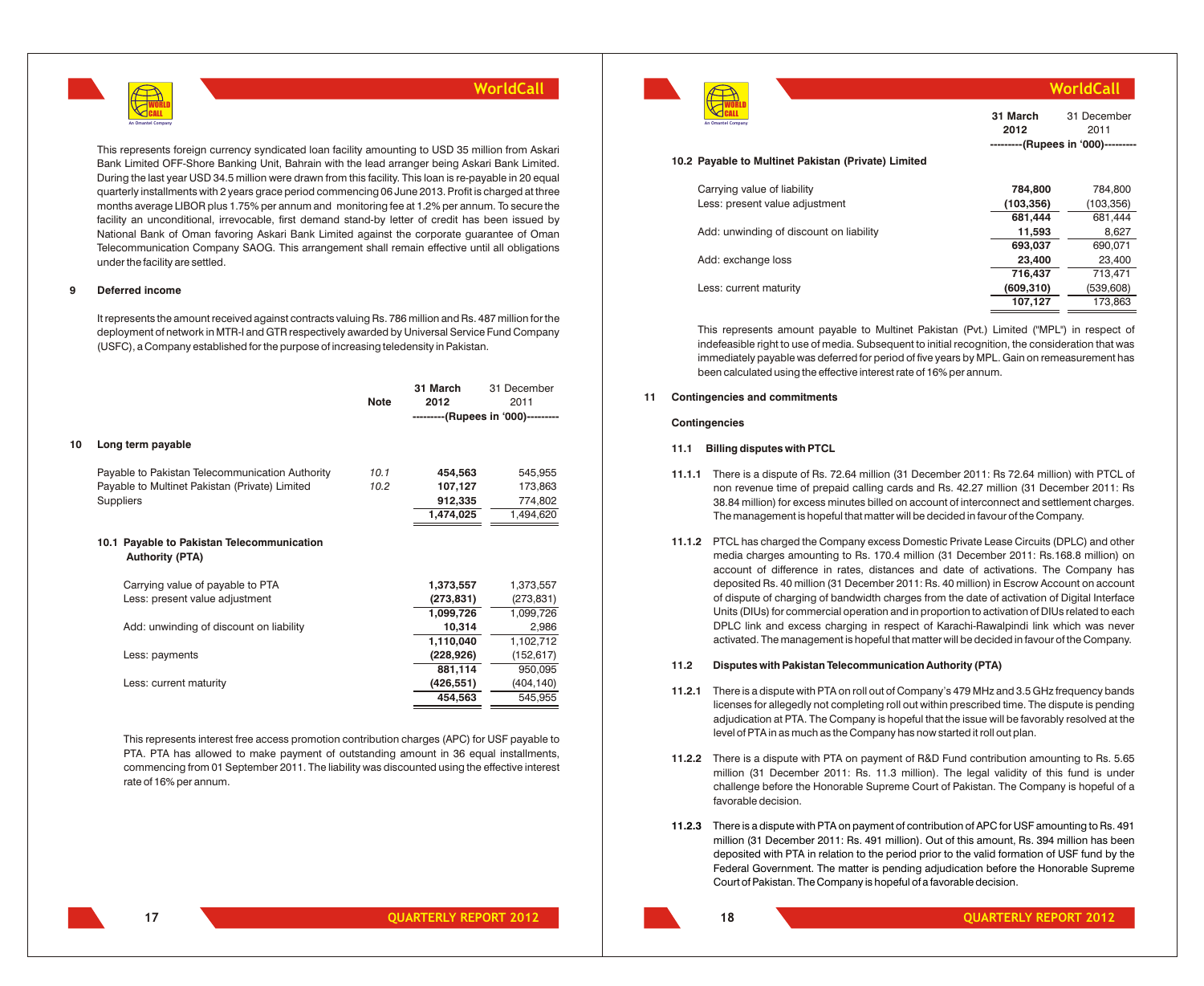This represents foreign currency syndicated loan facility amounting to USD 35 million from Askari Bank Limited OFF-Shore Banking Unit, Bahrain with the lead arranger being Askari Bank Limited. During the last year USD 34.5 million were drawn from this facility. This loan is re-payable in 20 equal quarterly installments with 2 years grace period commencing 06 June 2013. Profit is charged at three months average LIBOR plus 1.75% per annum and monitoring fee at 1.2% per annum. To secure the facility an unconditional, irrevocable, first demand stand-by letter of credit has been issued by National Bank of Oman favoring Askari Bank Limited against the corporate guarantee of Oman Telecommunication Company SAOG. This arrangement shall remain effective until all obligations under the facility are settled.

## 9 Deferred income

It represents the amount received against contracts valuing Rs. 786 million and Rs. 487 million for the deployment of network in MTR-I and GTR respectively awarded by Universal Service Fund Company (USFC), a Company established for the purpose of increasing teledensity in Pakistan.

| | Note | 31 March 2012 | 31 December 2011 |
|---|---|---|---|
| | | ---------(Rupees in '000)--------- | |
| **10 Long term payable** | | | |
| Payable to Pakistan Telecommunication Authority | 10.1 | **454,563** | 545,955 |
| Payable to Multinet Pakistan (Private) Limited | 10.2 | **107,127** | 173,863 |
| Suppliers | | **912,335** | 774,802 |
| | | **1,474,025** | 1,494,620 |

### 10.1 Payable to Pakistan Telecommunication Authority (PTA)

| | 31 March 2012 | 31 December 2011 |
|---|---|---|
| Carrying value of payable to PTA | **1,373,557** | 1,373,557 |
| Less: present value adjustment | **(273,831)** | (273,831) |
| | **1,099,726** | 1,099,726 |
| Add: unwinding of discount on liability | **10,314** | 2,986 |
| | **1,110,040** | 1,102,712 |
| Less: payments | **(228,926)** | (152,617) |
| | **881,114** | 950,095 |
| Less: current maturity | **(426,551)** | (404,140) |
| | **454,563** | 545,955 |

This represents interest free access promotion contribution charges (APC) for USF payable to PTA. PTA has allowed to make payment of outstanding amount in 36 equal installments, commencing from 01 September 2011. The liability was discounted using the effective interest rate of 16% per annum.

### 10.2 Payable to Multinet Pakistan (Private) Limited

| | 31 March 2012 | 31 December 2011 |
|---|---|---|
| | ---------(Rupees in '000)--------- | |
| Carrying value of liability | **784,800** | 784,800 |
| Less: present value adjustment | **(103,356)** | (103,356) |
| | **681,444** | 681,444 |
| Add: unwinding of discount on liability | **11,593** | 8,627 |
| | **693,037** | 690,071 |
| Add: exchange loss | **23,400** | 23,400 |
| | **716,437** | 713,471 |
| Less: current maturity | **(609,310)** | (539,608) |
| | **107,127** | 173,863 |

This represents amount payable to Multinet Pakistan (Pvt.) Limited ("MPL") in respect of indefeasible right to use of media. Subsequent to initial recognition, the consideration that was immediately payable was deferred for period of five years by MPL. Gain on remeasurement has been calculated using the effective interest rate of 16% per annum.

## 11 Contingencies and commitments

**Contingencies**

### 11.1 Billing disputes with PTCL

**11.1.1** There is a dispute of Rs. 72.64 million (31 December 2011: Rs 72.64 million) with PTCL of non revenue time of prepaid calling cards and Rs. 42.27 million (31 December 2011: Rs 38.84 million) for excess minutes billed on account of interconnect and settlement charges. The management is hopeful that matter will be decided in favour of the Company.

**11.1.2** PTCL has charged the Company excess Domestic Private Lease Circuits (DPLC) and other media charges amounting to Rs. 170.4 million (31 December 2011: Rs.168.8 million) on account of difference in rates, distances and date of activation. The Company has deposited Rs. 40 million (31 December 2011: Rs. 40 million) in Escrow Account on account of dispute of charging of bandwidth charges from the date of activation of Digital Interface Units (DIUs) for commercial operation and in proportion to activation of DIUs related to each DPLC link and excess charging in respect of Karachi-Rawalpindi link which was never activated. The management is hopeful that matter will be decided in favour of the Company.

### 11.2 Disputes with Pakistan Telecommunication Authority (PTA)

**11.2.1** There is a dispute with PTA on roll out of Company's 479 MHz and 3.5 GHz frequency bands licenses for allegedly not completing roll out within prescribed time. The dispute is pending adjudication at PTA. The Company is hopeful that the issue will be favorably resolved at the level of PTA in as much as the Company has now started it roll out plan.

**11.2.2** There is a dispute with PTA on payment of R&D Fund contribution amounting to Rs. 5.65 million (31 December 2011: Rs. 11.3 million). The legal validity of this fund is under challenge before the Honorable Supreme Court of Pakistan. The Company is hopeful of a favorable decision.

**11.2.3** There is a dispute with PTA on payment of contribution of APC for USF amounting to Rs. 491 million (31 December 2011: Rs. 491 million). Out of this amount, Rs. 394 million has been deposited with PTA in relation to the period prior to the valid formation of USF fund by the Federal Government. The matter is pending adjudication before the Honorable Supreme Court of Pakistan. The Company is hopeful of a favorable decision.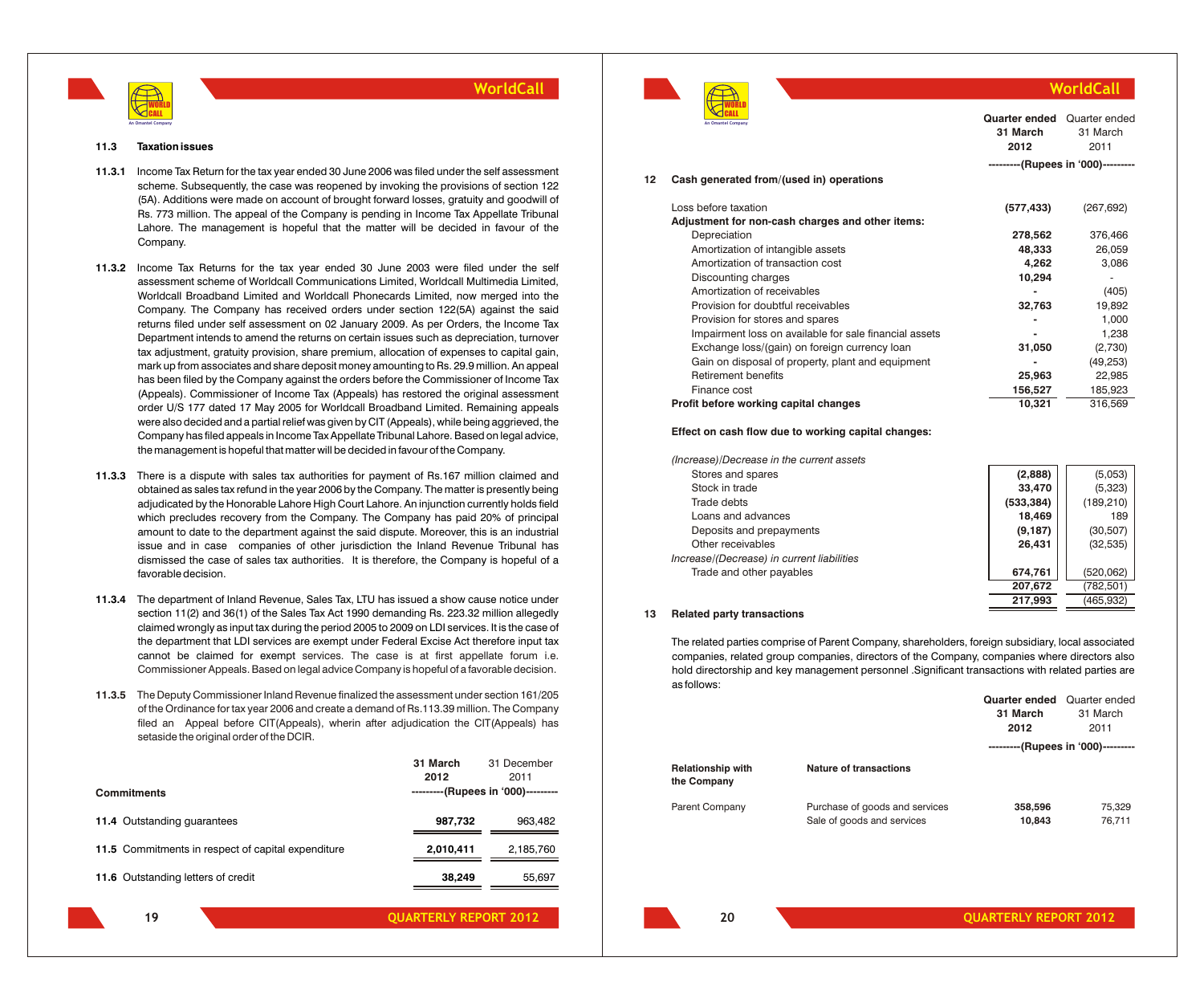### 11.3 Taxation issues

**11.3.1** Income Tax Return for the tax year ended 30 June 2006 was filed under the self assessment scheme. Subsequently, the case was reopened by invoking the provisions of section 122 (5A). Additions were made on account of brought forward losses, gratuity and goodwill of Rs. 773 million. The appeal of the Company is pending in Income Tax Appellate Tribunal Lahore. The management is hopeful that the matter will be decided in favour of the Company.

**11.3.2** Income Tax Returns for the tax year ended 30 June 2003 were filed under the self assessment scheme of Worldcall Communications Limited, Worldcall Multimedia Limited, Worldcall Broadband Limited and Worldcall Phonecards Limited, now merged into the Company. The Company has received orders under section 122(5A) against the said returns filed under self assessment on 02 January 2009. As per Orders, the Income Tax Department intends to amend the returns on certain issues such as depreciation, turnover tax adjustment, gratuity provision, share premium, allocation of expenses to capital gain, mark up from associates and share deposit money amounting to Rs. 29.9 million. An appeal has been filed by the Company against the orders before the Commissioner of Income Tax (Appeals). Commissioner of Income Tax (Appeals) has restored the original assessment order U/S 177 dated 17 May 2005 for Worldcall Broadband Limited. Remaining appeals were also decided and a partial relief was given by CIT (Appeals), while being aggrieved, the Company has filed appeals in Income Tax Appellate Tribunal Lahore. Based on legal advice, the management is hopeful that matter will be decided in favour of the Company.

**11.3.3** There is a dispute with sales tax authorities for payment of Rs.167 million claimed and obtained as sales tax refund in the year 2006 by the Company. The matter is presently being adjudicated by the Honorable Lahore High Court Lahore. An injunction currently holds field which precludes recovery from the Company. The Company has paid 20% of principal amount to date to the department against the said dispute. Moreover, this is an industrial issue and in case companies of other jurisdiction the Inland Revenue Tribunal has dismissed the case of sales tax authorities. It is therefore, the Company is hopeful of a favorable decision.

**11.3.4** The department of Inland Revenue, Sales Tax, LTU has issued a show cause notice under section 11(2) and 36(1) of the Sales Tax Act 1990 demanding Rs. 223.32 million allegedly claimed wrongly as input tax during the period 2005 to 2009 on LDI services. It is the case of the department that LDI services are exempt under Federal Excise Act therefore input tax cannot be claimed for exempt services. The case is at first appellate forum i.e. Commissioner Appeals. Based on legal advice Company is hopeful of a favorable decision.

**11.3.5** The Deputy Commissioner Inland Revenue finalized the assessment under section 161/205 of the Ordinance for tax year 2006 and create a demand of Rs.113.39 million. The Company filed an Appeal before CIT(Appeals), wherin after adjudication the CIT(Appeals) has setaside the original order of the DCIR.

| Commitments | 31 March 2012 | 31 December 2011 |
|---|---|---|
| | ---------(Rupees in '000)--------- | |
| **11.4** Outstanding guarantees | **987,732** | 963,482 |
| **11.5** Commitments in respect of capital expenditure | **2,010,411** | 2,185,760 |
| **11.6** Outstanding letters of credit | **38,249** | 55,697 |

## 12 Cash generated from/(used in) operations

| | Quarter ended 31 March 2012 | Quarter ended 31 March 2011 |
|---|---|---|
| | ---------(Rupees in '000)--------- | |
| Loss before taxation | **(577,433)** | (267,692) |
| **Adjustment for non-cash charges and other items:** | | |
| Depreciation | **278,562** | 376,466 |
| Amortization of intangible assets | **48,333** | 26,059 |
| Amortization of transaction cost | **4,262** | 3,086 |
| Discounting charges | **10,294** | - |
| Amortization of receivables | **-** | (405) |
| Provision for doubtful receivables | **32,763** | 19,892 |
| Provision for stores and spares | **-** | 1,000 |
| Impairment loss on available for sale financial assets | **-** | 1,238 |
| Exchange loss/(gain) on foreign currency loan | **31,050** | (2,730) |
| Gain on disposal of property, plant and equipment | **-** | (49,253) |
| Retirement benefits | **25,963** | 22,985 |
| Finance cost | **156,527** | 185,923 |
| **Profit before working capital changes** | **10,321** | 316,569 |
| **Effect on cash flow due to working capital changes:** | | |
| *(Increase)/Decrease in the current assets* | | |
| Stores and spares | **(2,888)** | (5,053) |
| Stock in trade | **33,470** | (5,323) |
| Trade debts | **(533,384)** | (189,210) |
| Loans and advances | **18,469** | 189 |
| Deposits and prepayments | **(9,187)** | (30,507) |
| Other receivables | **26,431** | (32,535) |
| *Increase/(Decrease) in current liabilities* | | |
| Trade and other payables | **674,761** | (520,062) |
| | **207,672** | (782,501) |
| | **217,993** | (465,932) |

## 13 Related party transactions

The related parties comprise of Parent Company, shareholders, foreign subsidiary, local associated companies, related group companies, directors of the Company, companies where directors also hold directorship and key management personnel .Significant transactions with related parties are as follows:

| Relationship with the Company | Nature of transactions | Quarter ended 31 March 2012 | Quarter ended 31 March 2011 |
|---|---|---|---|
| | | ---------(Rupees in '000)--------- | |
| Parent Company | Purchase of goods and services | **358,596** | 75,329 |
| | Sale of goods and services | **10,843** | 76,711 |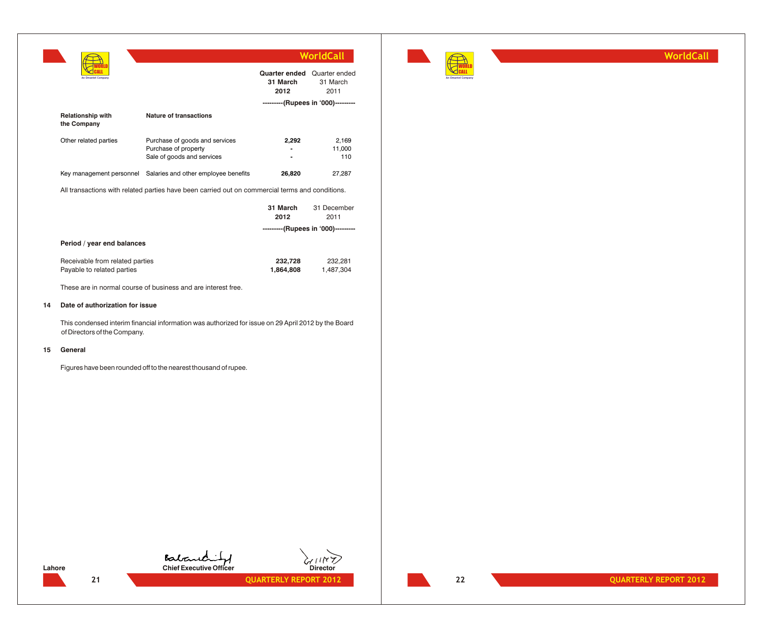| Relationship with the Company | Nature of transactions | Quarter ended 31 March 2012 | Quarter ended 31 March 2011 |
|---|---|---|---|
| | | ---------(Rupees in '000)--------- | |
| Other related parties | Purchase of goods and services | **2,292** | 2,169 |
| | Purchase of property | **-** | 11,000 |
| | Sale of goods and services | **-** | 110 |
| Key management personnel | Salaries and other employee benefits | **26,820** | 27,287 |

All transactions with related parties have been carried out on commercial terms and conditions.

| | 31 March 2012 | 31 December 2011 |
|---|---|---|
| | ---------(Rupees in '000)--------- | |
| **Period / year end balances** | | |
| Receivable from related parties | **232,728** | 232,281 |
| Payable to related parties | **1,864,808** | 1,487,304 |

These are in normal course of business and are interest free.

**14 Date of authorization for issue**

This condensed interim financial information was authorized for issue on 29 April 2012 by the Board of Directors of the Company.

**15 General**

Figures have been rounded off to the nearest thousand of rupee.

Lahore

**Chief Executive Officer** **Director**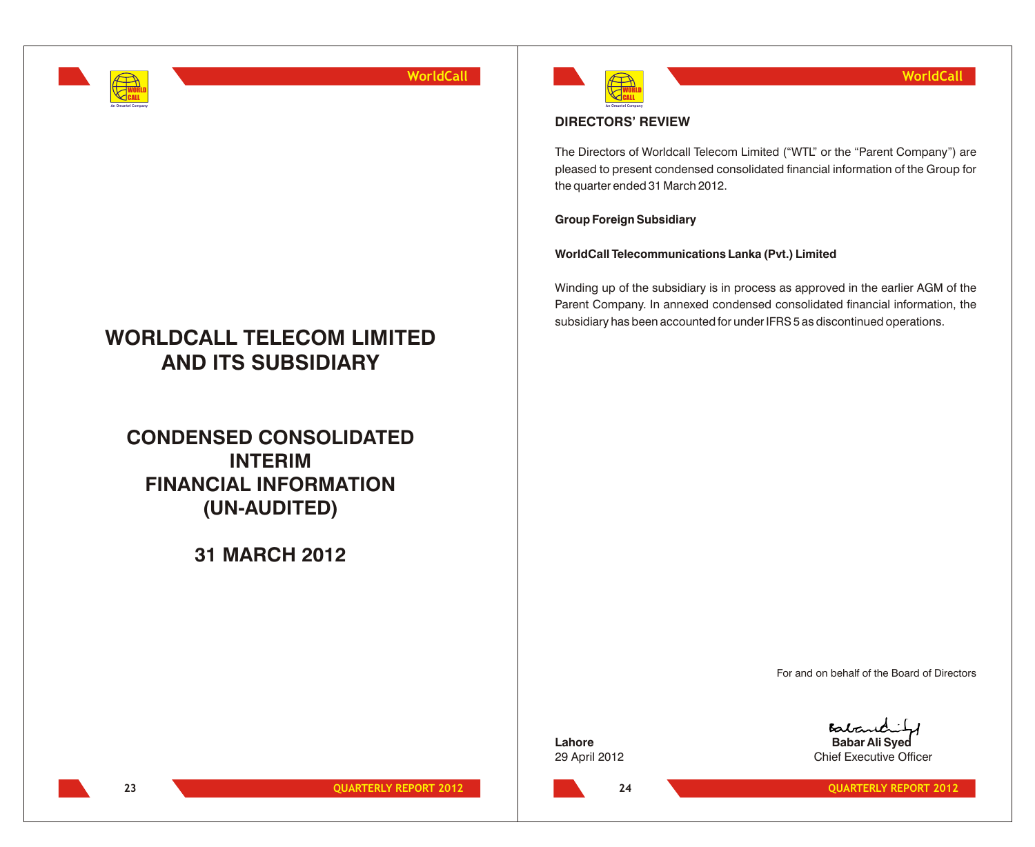# WORLDCALL TELECOM LIMITED AND ITS SUBSIDIARY

## CONDENSED CONSOLIDATED INTERIM FINANCIAL INFORMATION (UN-AUDITED)

## 31 MARCH 2012

## DIRECTORS' REVIEW

The Directors of Worldcall Telecom Limited ("WTL" or the "Parent Company") are pleased to present condensed consolidated financial information of the Group for the quarter ended 31 March 2012.

**Group Foreign Subsidiary**

**WorldCall Telecommunications Lanka (Pvt.) Limited**

Winding up of the subsidiary is in process as approved in the earlier AGM of the Parent Company. In annexed condensed consolidated financial information, the subsidiary has been accounted for under IFRS 5 as discontinued operations.

For and on behalf of the Board of Directors

**Lahore**
29 April 2012

**Babar Ali Syed**
Chief Executive Officer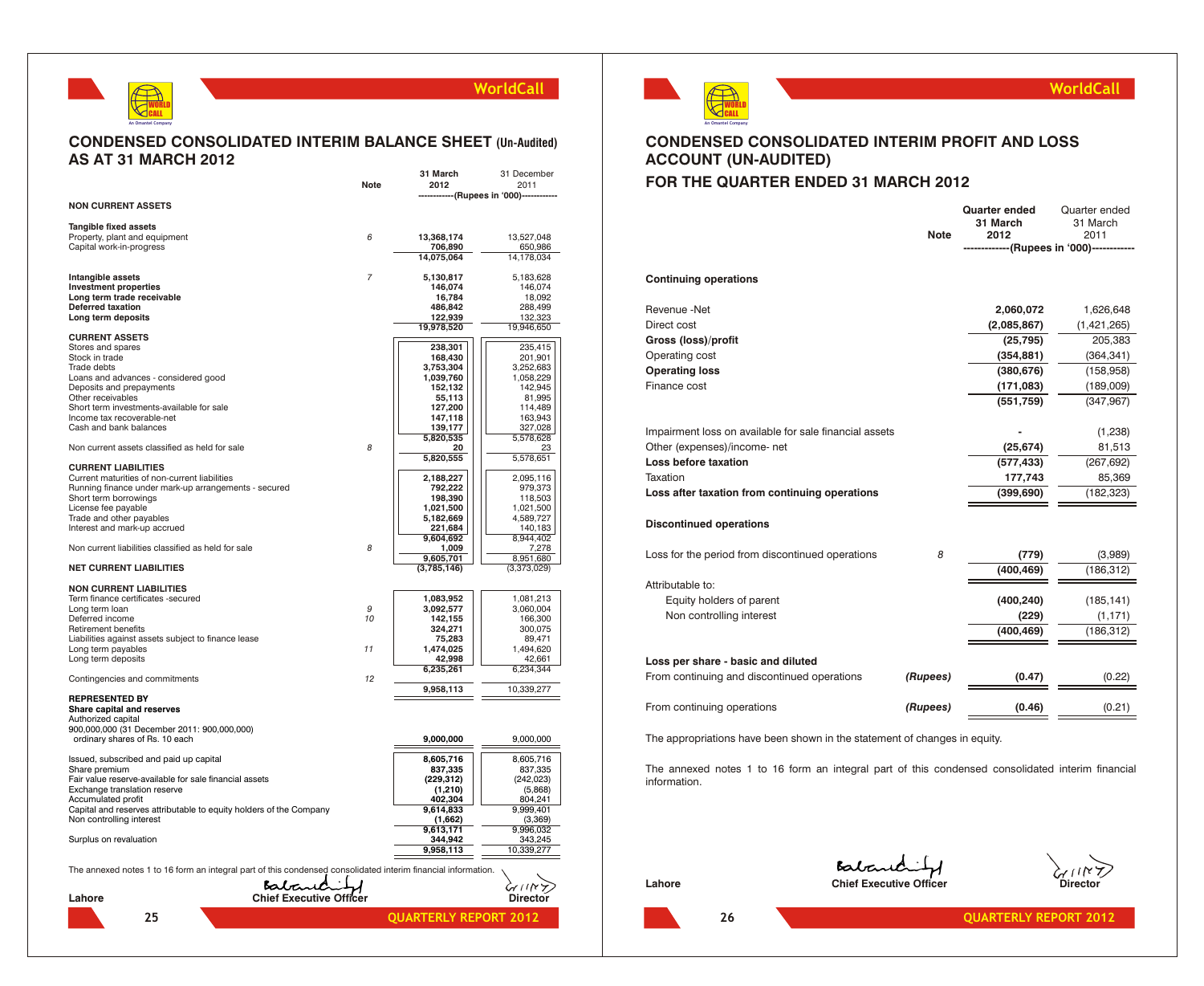# CONDENSED CONSOLIDATED INTERIM BALANCE SHEET (Un-Audited) AS AT 31 MARCH 2012

| | Note | 31 March 2012 | 31 December 2011 |
|---|---|---|---|
| | | (Rupees in '000) | |
| **NON CURRENT ASSETS** | | | |
| **Tangible fixed assets** | | | |
| Property, plant and equipment | 6 | 13,368,174 | 13,527,048 |
| Capital work-in-progress | | 706,890 | 650,986 |
| | | 14,075,064 | 14,178,034 |
| **Intangible assets** | 7 | 5,130,817 | 5,183,628 |
| **Investment properties** | | 146,074 | 146,074 |
| **Long term trade receivable** | | 16,784 | 18,092 |
| **Deferred taxation** | | 486,842 | 288,499 |
| **Long term deposits** | | 122,939 | 132,323 |
| | | 19,978,520 | 19,946,650 |
| **CURRENT ASSETS** | | | |
| Stores and spares | | 238,301 | 235,415 |
| Stock in trade | | 168,430 | 201,901 |
| Trade debts | | 3,753,304 | 3,252,683 |
| Loans and advances - considered good | | 1,039,760 | 1,058,229 |
| Deposits and prepayments | | 152,132 | 142,945 |
| Other receivables | | 55,113 | 81,995 |
| Short term investments-available for sale | | 127,200 | 114,489 |
| Income tax recoverable-net | | 147,118 | 163,943 |
| Cash and bank balances | | 139,177 | 327,028 |
| | | 5,820,535 | 5,578,628 |
| Non current assets classified as held for sale | 8 | 20 | 23 |
| | | 5,820,555 | 5,578,651 |
| **CURRENT LIABILITIES** | | | |
| Current maturities of non-current liabilities | | 2,188,227 | 2,095,116 |
| Running finance under mark-up arrangements - secured | | 792,222 | 979,373 |
| Short term borrowings | | 198,390 | 118,503 |
| License fee payable | | 1,021,500 | 1,021,500 |
| Trade and other payables | | 5,182,669 | 4,589,727 |
| Interest and mark-up accrued | | 221,684 | 140,183 |
| | | 9,604,692 | 8,944,402 |
| Non current liabilities classified as held for sale | 8 | 1,009 | 7,278 |
| | | 9,605,701 | 8,951,680 |
| **NET CURRENT LIABILITIES** | | (3,785,146) | (3,373,029) |
| **NON CURRENT LIABILITIES** | | | |
| Term finance certificates -secured | | 1,083,952 | 1,081,213 |
| Long term loan | 9 | 3,092,577 | 3,060,004 |
| Deferred income | 10 | 142,155 | 166,300 |
| Retirement benefits | | 324,271 | 300,075 |
| Liabilities against assets subject to finance lease | | 75,283 | 89,471 |
| Long term payables | 11 | 1,474,025 | 1,494,620 |
| Long term deposits | | 42,998 | 42,661 |
| | | 6,235,261 | 6,234,344 |
| Contingencies and commitments | 12 | | |
| | | 9,958,113 | 10,339,277 |
| **REPRESENTED BY** | | | |
| **Share capital and reserves** | | | |
| Authorized capital | | | |
| 900,000,000 (31 December 2011: 900,000,000) ordinary shares of Rs. 10 each | | 9,000,000 | 9,000,000 |
| Issued, subscribed and paid up capital | | 8,605,716 | 8,605,716 |
| Share premium | | 837,335 | 837,335 |
| Fair value reserve-available for sale financial assets | | (229,312) | (242,023) |
| Exchange translation reserve | | (1,210) | (5,868) |
| Accumulated profit | | 402,304 | 804,241 |
| Capital and reserves attributable to equity holders of the Company | | 9,614,833 | 9,999,401 |
| Non controlling interest | | (1,662) | (3,369) |
| | | 9,613,171 | 9,996,032 |
| Surplus on revaluation | | 344,942 | 343,245 |
| | | 9,958,113 | 10,339,277 |

The annexed notes 1 to 16 form an integral part of this condensed consolidated interim financial information.

Lahore — Chief Executive Officer — Director

# CONDENSED CONSOLIDATED INTERIM PROFIT AND LOSS ACCOUNT (UN-AUDITED) FOR THE QUARTER ENDED 31 MARCH 2012

| | Note | Quarter ended 31 March 2012 | Quarter ended 31 March 2011 |
|---|---|---|---|
| | | (Rupees in '000) | |
| **Continuing operations** | | | |
| Revenue -Net | | 2,060,072 | 1,626,648 |
| Direct cost | | (2,085,867) | (1,421,265) |
| **Gross (loss)/profit** | | (25,795) | 205,383 |
| Operating cost | | (354,881) | (364,341) |
| **Operating loss** | | (380,676) | (158,958) |
| Finance cost | | (171,083) | (189,009) |
| | | (551,759) | (347,967) |
| Impairment loss on available for sale financial assets | | - | (1,238) |
| Other (expenses)/income- net | | (25,674) | 81,513 |
| **Loss before taxation** | | (577,433) | (267,692) |
| Taxation | | 177,743 | 85,369 |
| **Loss after taxation from continuing operations** | | (399,690) | (182,323) |
| **Discontinued operations** | | | |
| Loss for the period from discontinued operations | 8 | (779) | (3,989) |
| | | (400,469) | (186,312) |
| Attributable to: | | | |
| Equity holders of parent | | (400,240) | (185,141) |
| Non controlling interest | | (229) | (1,171) |
| | | (400,469) | (186,312) |
| **Loss per share - basic and diluted** | | | |
| From continuing and discontinued operations | *(Rupees)* | (0.47) | (0.22) |
| From continuing operations | *(Rupees)* | (0.46) | (0.21) |

The appropriations have been shown in the statement of changes in equity.

The annexed notes 1 to 16 form an integral part of this condensed consolidated interim financial information.

Lahore — Chief Executive Officer — Director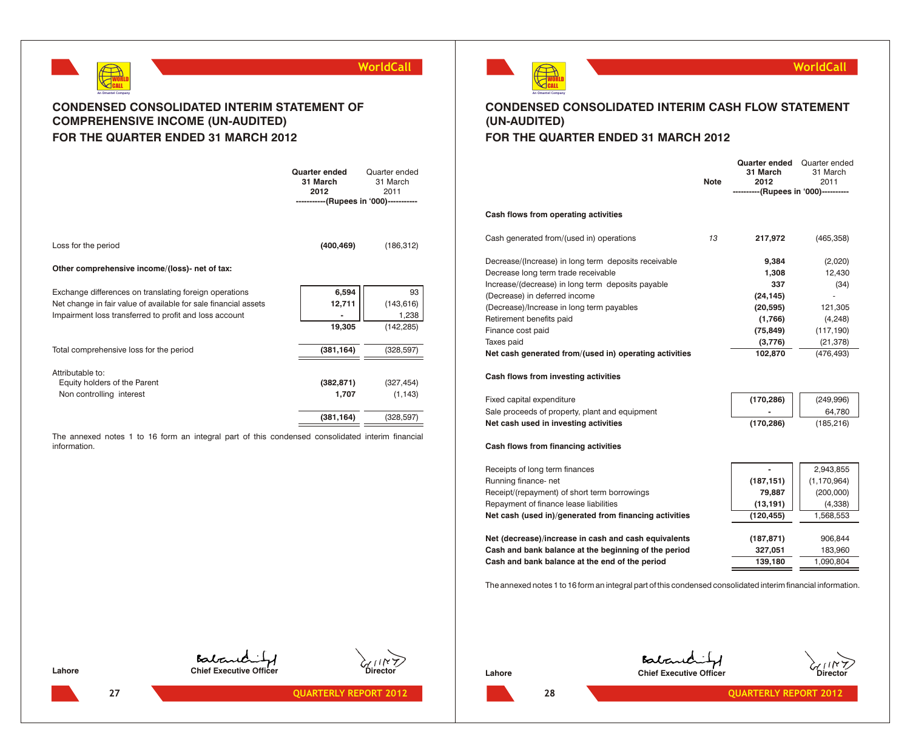## CONDENSED CONSOLIDATED INTERIM STATEMENT OF COMPREHENSIVE INCOME (UN-AUDITED)
## FOR THE QUARTER ENDED 31 MARCH 2012

| | Quarter ended 31 March 2012 | Quarter ended 31 March 2011 |
|---|---|---|
| | (Rupees in '000) | |
| Loss for the period | **(400,469)** | (186,312) |
| **Other comprehensive income/(loss)- net of tax:** | | |
| Exchange differences on translating foreign operations | **6,594** | 93 |
| Net change in fair value of available for sale financial assets | **12,711** | (143,616) |
| Impairment loss transferred to profit and loss account | **-** | 1,238 |
| | **19,305** | (142,285) |
| Total comprehensive loss for the period | **(381,164)** | (328,597) |
| Attributable to: | | |
| Equity holders of the Parent | **(382,871)** | (327,454) |
| Non controlling interest | **1,707** | (1,143) |
| | **(381,164)** | (328,597) |

The annexed notes 1 to 16 form an integral part of this condensed consolidated interim financial information.

Lahore

Chief Executive Officer

Director

## CONDENSED CONSOLIDATED INTERIM CASH FLOW STATEMENT (UN-AUDITED)
## FOR THE QUARTER ENDED 31 MARCH 2012

| | Note | Quarter ended 31 March 2012 | Quarter ended 31 March 2011 |
|---|---|---|---|
| | | (Rupees in '000) | |
| **Cash flows from operating activities** | | | |
| Cash generated from/(used in) operations | 13 | **217,972** | (465,358) |
| Decrease/(Increase) in long term deposits receivable | | **9,384** | (2,020) |
| Decrease long term trade receivable | | **1,308** | 12,430 |
| Increase/(decrease) in long term deposits payable | | **337** | (34) |
| (Decrease) in deferred income | | **(24,145)** | - |
| (Decrease)/Increase in long term payables | | **(20,595)** | 121,305 |
| Retirement benefits paid | | **(1,766)** | (4,248) |
| Finance cost paid | | **(75,849)** | (117,190) |
| Taxes paid | | **(3,776)** | (21,378) |
| **Net cash generated from/(used in) operating activities** | | **102,870** | (476,493) |
| **Cash flows from investing activities** | | | |
| Fixed capital expenditure | | **(170,286)** | (249,996) |
| Sale proceeds of property, plant and equipment | | **-** | 64,780 |
| **Net cash used in investing activities** | | **(170,286)** | (185,216) |
| **Cash flows from financing activities** | | | |
| Receipts of long term finances | | **-** | 2,943,855 |
| Running finance- net | | **(187,151)** | (1,170,964) |
| Receipt/(repayment) of short term borrowings | | **79,887** | (200,000) |
| Repayment of finance lease liabilities | | **(13,191)** | (4,338) |
| **Net cash (used in)/generated from financing activities** | | **(120,455)** | 1,568,553 |
| **Net (decrease)/increase in cash and cash equivalents** | | **(187,871)** | 906,844 |
| **Cash and bank balance at the beginning of the period** | | **327,051** | 183,960 |
| **Cash and bank balance at the end of the period** | | **139,180** | 1,090,804 |

The annexed notes 1 to 16 form an integral part of this condensed consolidated interim financial information.

Lahore

Chief Executive Officer

Director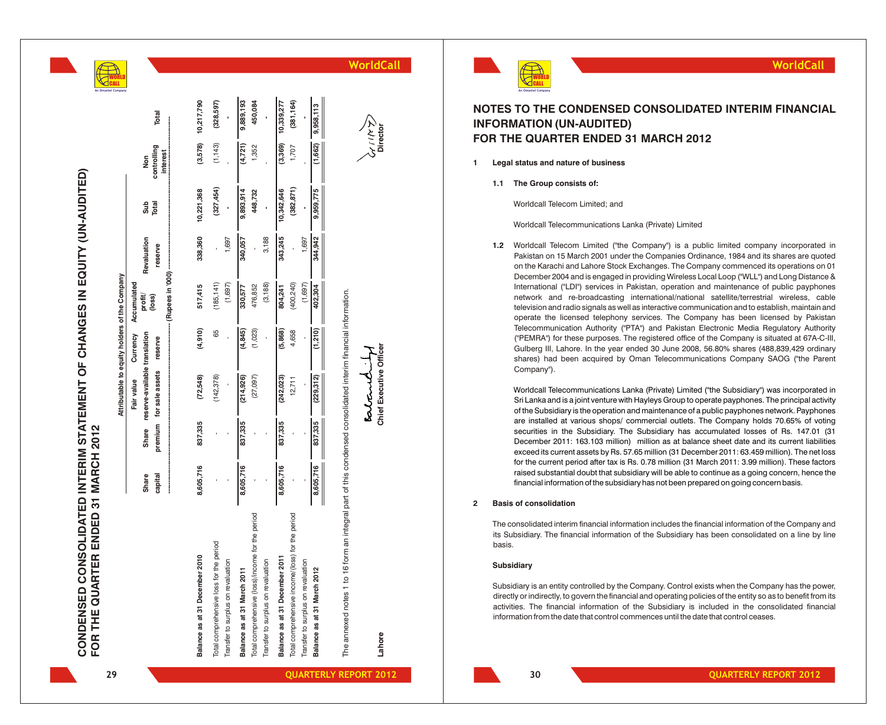# CONDENSED CONSOLIDATED INTERIM STATEMENT OF CHANGES IN EQUITY (UN-AUDITED) FOR THE QUARTER ENDED 31 MARCH 2012

| | Attributable to equity holders of the Company | | | | | | | | |
|---|---|---|---|---|---|---|---|---|---|
| | Share capital | Share premium | Fair value reserve-available for sale assets | Currency translation reserve | Accumulated profit/ (loss) | Revaluation reserve | Sub Total | Non controlling interest | Total |
| | (Rupees in '000) | | | | | | | | |
| **Balance as at 31 December 2010** | 8,605,716 | 837,335 | (72,548) | (4,910) | 517,415 | 338,360 | 10,221,368 | (3,578) | 10,217,790 |
| Total comprehensive loss for the period | - | - | (142,378) | 65 | (185,141) | - | (327,454) | (1,143) | (328,597) |
| Transfer to surplus on revaluation | - | - | - | - | (1,697) | 1,697 | - | - | - |
| **Balance as at 31 March 2011** | 8,605,716 | 837,335 | (214,926) | (4,845) | 330,577 | 340,057 | 9,893,914 | (4,721) | 9,889,193 |
| Total comprehensive (loss)/income for the period | - | - | (27,097) | (1,023) | 476,852 | - | 448,732 | 1,352 | 450,084 |
| Transfer to surplus on revaluation | - | - | - | - | (3,188) | 3,188 | - | - | - |
| **Balance as at 31 December 2011** | 8,605,716 | 837,335 | (242,023) | (5,868) | 804,241 | 343,245 | 10,342,646 | (3,369) | 10,339,277 |
| Total comprehensive income/(loss) for the period | - | - | 12,711 | 4,658 | (400,240) | - | (382,871) | 1,707 | (381,164) |
| Transfer to surplus on revaluation | - | - | - | - | (1,697) | 1,697 | - | - | - |
| **Balance as at 31 March 2012** | 8,605,716 | 837,335 | (229,312) | (1,210) | 402,304 | 344,942 | 9,959,775 | (1,662) | 9,958,113 |

The annexed notes 1 to 16 form an integral part of this condensed consolidated interim financial information.

Lahore

**Chief Executive Officer**

**Director**

# NOTES TO THE CONDENSED CONSOLIDATED INTERIM FINANCIAL INFORMATION (UN-AUDITED) FOR THE QUARTER ENDED 31 MARCH 2012

**1 Legal status and nature of business**

**1.1 The Group consists of:**

Worldcall Telecom Limited; and

Worldcall Telecommunications Lanka (Private) Limited

**1.2** Worldcall Telecom Limited ("the Company") is a public limited company incorporated in Pakistan on 15 March 2001 under the Companies Ordinance, 1984 and its shares are quoted on the Karachi and Lahore Stock Exchanges. The Company commenced its operations on 01 December 2004 and is engaged in providing Wireless Local Loop ("WLL") and Long Distance & International ("LDI") services in Pakistan, operation and maintenance of public payphones network and re-broadcasting international/national satellite/terrestrial wireless, cable television and radio signals as well as interactive communication and to establish, maintain and operate the licensed telephony services. The Company has been licensed by Pakistan Telecommunication Authority ("PTA") and Pakistan Electronic Media Regulatory Authority ("PEMRA") for these purposes. The registered office of the Company is situated at 67A-C-III, Gulberg III, Lahore. In the year ended 30 June 2008, 56.80% shares (488,839,429 ordinary shares) had been acquired by Oman Telecommunications Company SAOG ("the Parent Company").

Worldcall Telecommunications Lanka (Private) Limited ("the Subsidiary") was incorporated in Sri Lanka and is a joint venture with Hayleys Group to operate payphones. The principal activity of the Subsidiary is the operation and maintenance of a public payphones network. Payphones are installed at various shops/ commercial outlets. The Company holds 70.65% of voting securities in the Subsidiary. The Subsidiary has accumulated losses of Rs. 147.01 (31 December 2011: 163.103 million) million as at balance sheet date and its current liabilities exceed its current assets by Rs. 57.65 million (31 December 2011: 63.459 million). The net loss for the current period after tax is Rs. 0.78 million (31 March 2011: 3.99 million). These factors raised substantial doubt that subsidiary will be able to continue as a going concern, hence the financial information of the subsidiary has not been prepared on going concern basis.

**2 Basis of consolidation**

The consolidated interim financial information includes the financial information of the Company and its Subsidiary. The financial information of the Subsidiary has been consolidated on a line by line basis.

**Subsidiary**

Subsidiary is an entity controlled by the Company. Control exists when the Company has the power, directly or indirectly, to govern the financial and operating policies of the entity so as to benefit from its activities. The financial information of the Subsidiary is included in the consolidated financial information from the date that control commences until the date that control ceases.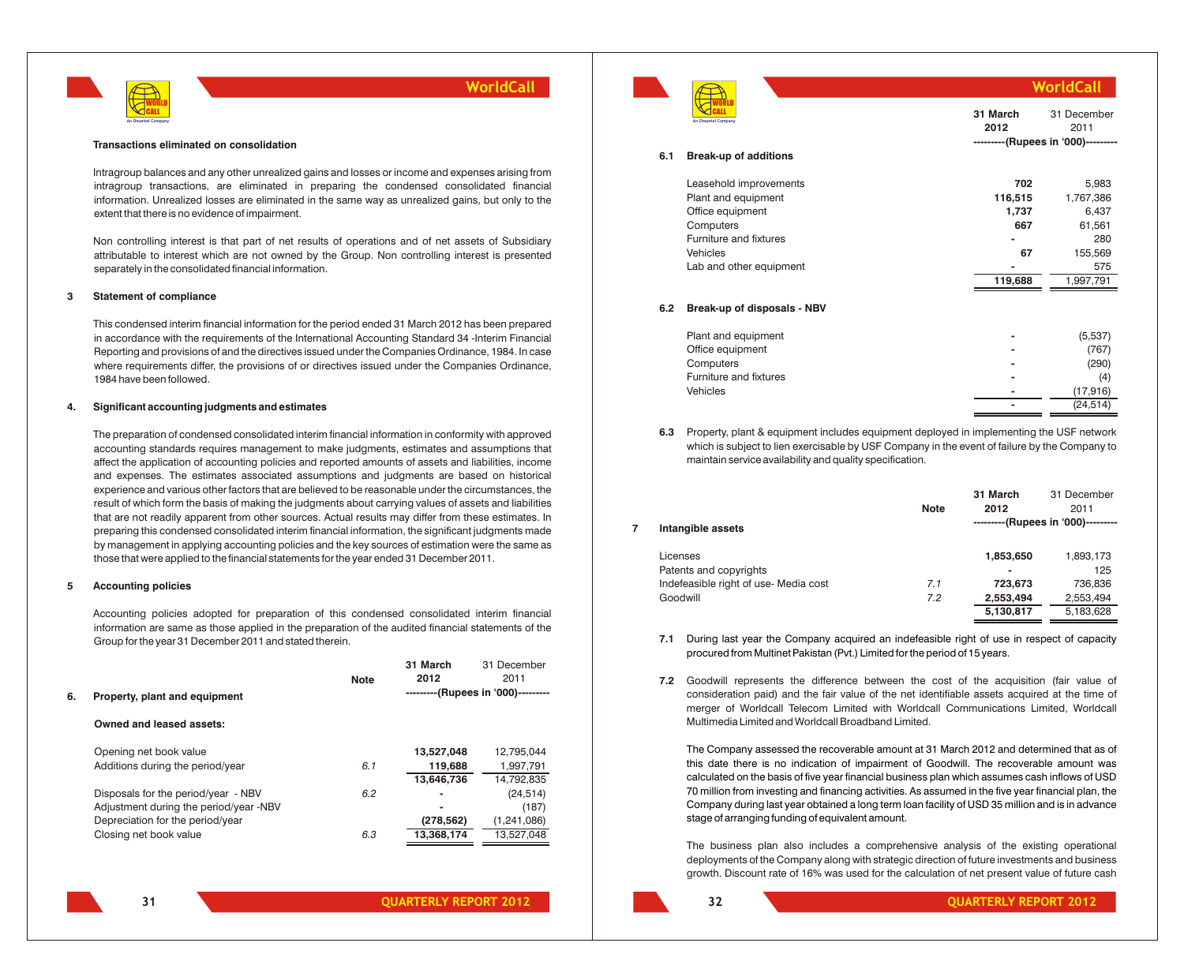**Transactions eliminated on consolidation**

Intragroup balances and any other unrealized gains and losses or income and expenses arising from intragroup transactions, are eliminated in preparing the condensed consolidated financial information. Unrealized losses are eliminated in the same way as unrealized gains, but only to the extent that there is no evidence of impairment.

Non controlling interest is that part of net results of operations and of net assets of Subsidiary attributable to interest which are not owned by the Group. Non controlling interest is presented separately in the consolidated financial information.

## 3 Statement of compliance

This condensed interim financial information for the period ended 31 March 2012 has been prepared in accordance with the requirements of the International Accounting Standard 34 -Interim Financial Reporting and provisions of and the directives issued under the Companies Ordinance, 1984. In case where requirements differ, the provisions of or directives issued under the Companies Ordinance, 1984 have been followed.

## 4. Significant accounting judgments and estimates

The preparation of condensed consolidated interim financial information in conformity with approved accounting standards requires management to make judgments, estimates and assumptions that affect the application of accounting policies and reported amounts of assets and liabilities, income and expenses. The estimates associated assumptions and judgments are based on historical experience and various other factors that are believed to be reasonable under the circumstances, the result of which form the basis of making the judgments about carrying values of assets and liabilities that are not readily apparent from other sources. Actual results may differ from these estimates. In preparing this condensed consolidated interim financial information, the significant judgments made by management in applying accounting policies and the key sources of estimation were the same as those that were applied to the financial statements for the year ended 31 December 2011.

## 5 Accounting policies

Accounting policies adopted for preparation of this condensed consolidated interim financial information are same as those applied in the preparation of the audited financial statements of the Group for the year 31 December 2011 and stated therein.

## 6. Property, plant and equipment

| | Note | 31 March 2012 | 31 December 2011 |
|---|---|---|---|
| | | ---------(Rupees in '000)--------- | |
| **Owned and leased assets:** | | | |
| Opening net book value | | **13,527,048** | 12,795,044 |
| Additions during the period/year | 6.1 | **119,688** | 1,997,791 |
| | | **13,646,736** | 14,792,835 |
| Disposals for the period/year - NBV | 6.2 | **-** | (24,514) |
| Adjustment during the period/year -NBV | | **-** | (187) |
| Depreciation for the period/year | | **(278,562)** | (1,241,086) |
| Closing net book value | 6.3 | **13,368,174** | 13,527,048 |

### 6.1 Break-up of additions

| | 31 March 2012 | 31 December 2011 |
|---|---|---|
| | ---------(Rupees in '000)--------- | |
| Leasehold improvements | **702** | 5,983 |
| Plant and equipment | **116,515** | 1,767,386 |
| Office equipment | **1,737** | 6,437 |
| Computers | **667** | 61,561 |
| Furniture and fixtures | **-** | 280 |
| Vehicles | **67** | 155,569 |
| Lab and other equipment | **-** | 575 |
| | **119,688** | 1,997,791 |

### 6.2 Break-up of disposals - NBV

| | 31 March 2012 | 31 December 2011 |
|---|---|---|
| Plant and equipment | **-** | (5,537) |
| Office equipment | **-** | (767) |
| Computers | **-** | (290) |
| Furniture and fixtures | **-** | (4) |
| Vehicles | **-** | (17,916) |
| | **-** | (24,514) |

**6.3** Property, plant & equipment includes equipment deployed in implementing the USF network which is subject to lien exercisable by USF Company in the event of failure by the Company to maintain service availability and quality specification.

## 7 Intangible assets

| | Note | 31 March 2012 | 31 December 2011 |
|---|---|---|---|
| | | ---------(Rupees in '000)--------- | |
| Licenses | | **1,853,650** | 1,893,173 |
| Patents and copyrights | | **-** | 125 |
| Indefeasible right of use- Media cost | 7.1 | **723,673** | 736,836 |
| Goodwill | 7.2 | **2,553,494** | 2,553,494 |
| | | **5,130,817** | 5,183,628 |

**7.1** During last year the Company acquired an indefeasible right of use in respect of capacity procured from Multinet Pakistan (Pvt.) Limited for the period of 15 years.

**7.2** Goodwill represents the difference between the cost of the acquisition (fair value of consideration paid) and the fair value of the net identifiable assets acquired at the time of merger of Worldcall Telecom Limited with Worldcall Communications Limited, Worldcall Multimedia Limited and Worldcall Broadband Limited.

The Company assessed the recoverable amount at 31 March 2012 and determined that as of this date there is no indication of impairment of Goodwill. The recoverable amount was calculated on the basis of five year financial business plan which assumes cash inflows of USD 70 million from investing and financing activities. As assumed in the five year financial plan, the Company during last year obtained a long term loan facility of USD 35 million and is in advance stage of arranging funding of equivalent amount.

The business plan also includes a comprehensive analysis of the existing operational deployments of the Company along with strategic direction of future investments and business growth. Discount rate of 16% was used for the calculation of net present value of future cash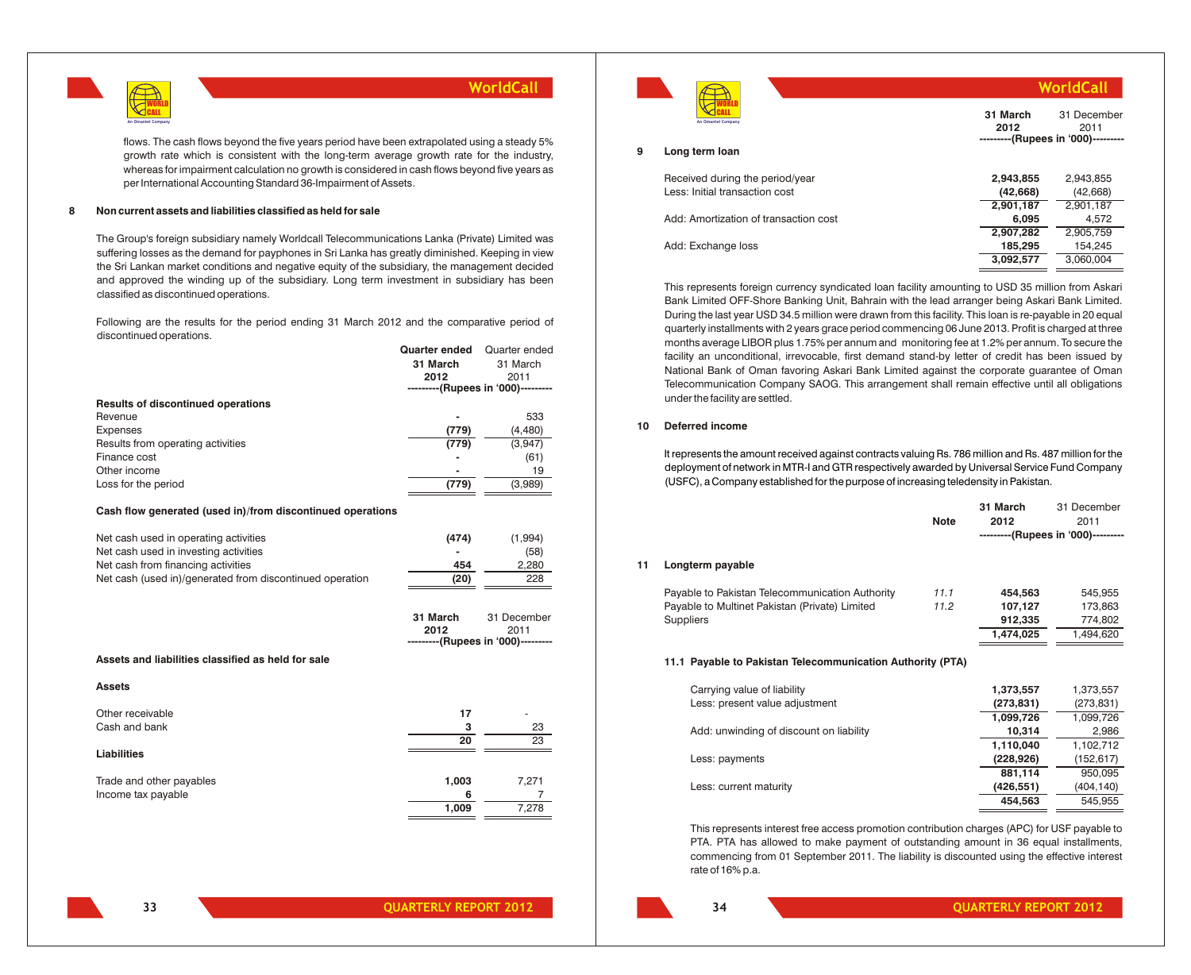flows. The cash flows beyond the five years period have been extrapolated using a steady 5% growth rate which is consistent with the long-term average growth rate for the industry, whereas for impairment calculation no growth is considered in cash flows beyond five years as per International Accounting Standard 36-Impairment of Assets.

## 8 Non current assets and liabilities classified as held for sale

The Group's foreign subsidiary namely Worldcall Telecommunications Lanka (Private) Limited was suffering losses as the demand for payphones in Sri Lanka has greatly diminished. Keeping in view the Sri Lankan market conditions and negative equity of the subsidiary, the management decided and approved the winding up of the subsidiary. Long term investment in subsidiary has been classified as discontinued operations.

Following are the results for the period ending 31 March 2012 and the comparative period of discontinued operations.

| | Quarter ended 31 March 2012 | Quarter ended 31 March 2011 |
|---|---|---|
| | (Rupees in '000) | |
| **Results of discontinued operations** | | |
| Revenue | - | 533 |
| Expenses | (779) | (4,480) |
| Results from operating activities | (779) | (3,947) |
| Finance cost | - | (61) |
| Other income | - | 19 |
| Loss for the period | (779) | (3,989) |
| **Cash flow generated (used in)/from discontinued operations** | | |
| Net cash used in operating activities | (474) | (1,994) |
| Net cash used in investing activities | - | (58) |
| Net cash from financing activities | 454 | 2,280 |
| Net cash (used in)/generated from discontinued operation | (20) | 228 |

| | 31 March 2012 | 31 December 2011 |
|---|---|---|
| | (Rupees in '000) | |
| **Assets and liabilities classified as held for sale** | | |
| **Assets** | | |
| Other receivable | 17 | - |
| Cash and bank | 3 | 23 |
| | 20 | 23 |
| **Liabilities** | | |
| Trade and other payables | 1,003 | 7,271 |
| Income tax payable | 6 | 7 |
| | 1,009 | 7,278 |

## 9 Long term loan

| | 31 March 2012 | 31 December 2011 |
|---|---|---|
| | (Rupees in '000) | |
| Received during the period/year | 2,943,855 | 2,943,855 |
| Less: Initial transaction cost | (42,668) | (42,668) |
| | 2,901,187 | 2,901,187 |
| Add: Amortization of transaction cost | 6,095 | 4,572 |
| | 2,907,282 | 2,905,759 |
| Add: Exchange loss | 185,295 | 154,245 |
| | 3,092,577 | 3,060,004 |

This represents foreign currency syndicated loan facility amounting to USD 35 million from Askari Bank Limited OFF-Shore Banking Unit, Bahrain with the lead arranger being Askari Bank Limited. During the last year USD 34.5 million were drawn from this facility. This loan is re-payable in 20 equal quarterly installments with 2 years grace period commencing 06 June 2013. Profit is charged at three months average LIBOR plus 1.75% per annum and monitoring fee at 1.2% per annum. To secure the facility an unconditional, irrevocable, first demand stand-by letter of credit has been issued by National Bank of Oman favoring Askari Bank Limited against the corporate guarantee of Oman Telecommunication Company SAOG. This arrangement shall remain effective until all obligations under the facility are settled.

## 10 Deferred income

It represents the amount received against contracts valuing Rs. 786 million and Rs. 487 million for the deployment of network in MTR-I and GTR respectively awarded by Universal Service Fund Company (USFC), a Company established for the purpose of increasing teledensity in Pakistan.

## 11 Longterm payable

| | Note | 31 March 2012 | 31 December 2011 |
|---|---|---|---|
| | | (Rupees in '000) | |
| Payable to Pakistan Telecommunication Authority | 11.1 | 454,563 | 545,955 |
| Payable to Multinet Pakistan (Private) Limited | 11.2 | 107,127 | 173,863 |
| Suppliers | | 912,335 | 774,802 |
| | | 1,474,025 | 1,494,620 |

### 11.1 Payable to Pakistan Telecommunication Authority (PTA)

| | 31 March 2012 | 31 December 2011 |
|---|---|---|
| Carrying value of liability | 1,373,557 | 1,373,557 |
| Less: present value adjustment | (273,831) | (273,831) |
| | 1,099,726 | 1,099,726 |
| Add: unwinding of discount on liability | 10,314 | 2,986 |
| | 1,110,040 | 1,102,712 |
| Less: payments | (228,926) | (152,617) |
| | 881,114 | 950,095 |
| Less: current maturity | (426,551) | (404,140) |
| | 454,563 | 545,955 |

This represents interest free access promotion contribution charges (APC) for USF payable to PTA. PTA has allowed to make payment of outstanding amount in 36 equal installments, commencing from 01 September 2011. The liability is discounted using the effective interest rate of 16% p.a.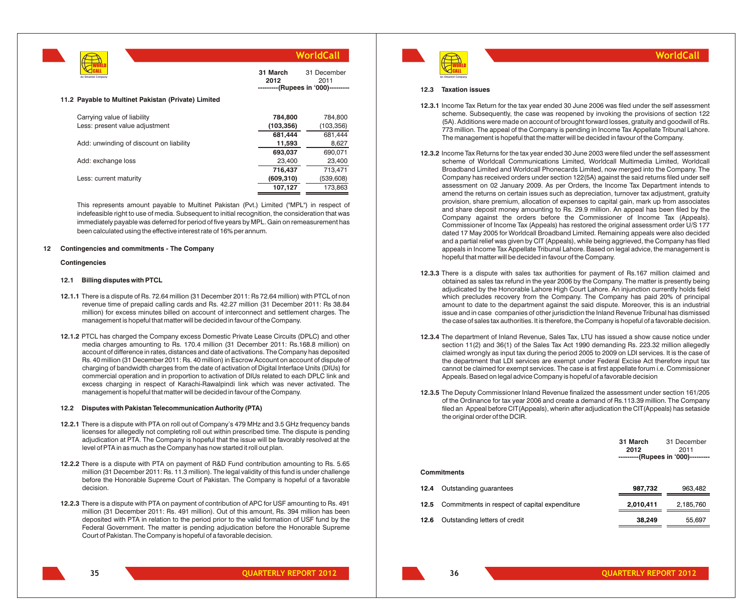| | 31 March 2012 | 31 December 2011 |
|---|---|---|
| | ---------(Rupees in '000)--------- | |

### 11.2 Payable to Multinet Pakistan (Private) Limited

| | 31 March 2012 | 31 December 2011 |
|---|---|---|
| Carrying value of liability | **784,800** | 784,800 |
| Less: present value adjustment | **(103,356)** | (103,356) |
| | **681,444** | 681,444 |
| Add: unwinding of discount on liability | **11,593** | 8,627 |
| | **693,037** | 690,071 |
| Add: exchange loss | 23,400 | 23,400 |
| | **716,437** | 713,471 |
| Less: current maturity | **(609,310)** | (539,608) |
| | **107,127** | 173,863 |

This represents amount payable to Multinet Pakistan (Pvt.) Limited ("MPL") in respect of indefeasible right to use of media. Subsequent to initial recognition, the consideration that was immediately payable was deferred for period of five years by MPL. Gain on remeasurement has been calculated using the effective interest rate of 16% per annum.

## 12 Contingencies and commitments - The Company

### Contingencies

### 12.1 Billing disputes with PTCL

**12.1.1** There is a dispute of Rs. 72.64 million (31 December 2011: Rs 72.64 million) with PTCL of non revenue time of prepaid calling cards and Rs. 42.27 million (31 December 2011: Rs 38.84 million) for excess minutes billed on account of interconnect and settlement charges. The management is hopeful that matter will be decided in favour of the Company.

**12.1.2** PTCL has charged the Company excess Domestic Private Lease Circuits (DPLC) and other media charges amounting to Rs. 170.4 million (31 December 2011: Rs.168.8 million) on account of difference in rates, distances and date of activations. The Company has deposited Rs. 40 million (31 December 2011: Rs. 40 million) in Escrow Account on account of dispute of charging of bandwidth charges from the date of activation of Digital Interface Units (DIUs) for commercial operation and in proportion to activation of DIUs related to each DPLC link and excess charging in respect of Karachi-Rawalpindi link which was never activated. The management is hopeful that matter will be decided in favour of the Company.

### 12.2 Disputes with Pakistan Telecommunication Authority (PTA)

**12.2.1** There is a dispute with PTA on roll out of Company's 479 MHz and 3.5 GHz frequency bands licenses for allegedly not completing roll out within prescribed time. The dispute is pending adjudication at PTA. The Company is hopeful that the issue will be favorably resolved at the level of PTA in as much as the Company has now started it roll out plan.

**12.2.2** There is a dispute with PTA on payment of R&D Fund contribution amounting to Rs. 5.65 million (31 December 2011: Rs. 11.3 million). The legal validity of this fund is under challenge before the Honorable Supreme Court of Pakistan. The Company is hopeful of a favorable decision.

**12.2.3** There is a dispute with PTA on payment of contribution of APC for USF amounting to Rs. 491 million (31 December 2011: Rs. 491 million). Out of this amount, Rs. 394 million has been deposited with PTA in relation to the period prior to the valid formation of USF fund by the Federal Government. The matter is pending adjudication before the Honorable Supreme Court of Pakistan. The Company is hopeful of a favorable decision.

### 12.3 Taxation issues

**12.3.1** Income Tax Return for the tax year ended 30 June 2006 was filed under the self assessment scheme. Subsequently, the case was reopened by invoking the provisions of section 122 (5A). Additions were made on account of brought forward losses, gratuity and goodwill of Rs. 773 million. The appeal of the Company is pending in Income Tax Appellate Tribunal Lahore. The management is hopeful that the matter will be decided in favour of the Company.

**12.3.2** Income Tax Returns for the tax year ended 30 June 2003 were filed under the self assessment scheme of Worldcall Communications Limited, Worldcall Multimedia Limited, Worldcall Broadband Limited and Worldcall Phonecards Limited, now merged into the Company. The Company has received orders under section 122(5A) against the said returns filed under self assessment on 02 January 2009. As per Orders, the Income Tax Department intends to amend the returns on certain issues such as depreciation, turnover tax adjustment, gratuity provision, share premium, allocation of expenses to capital gain, mark up from associates and share deposit money amounting to Rs. 29.9 million. An appeal has been filed by the Company against the orders before the Commissioner of Income Tax (Appeals). Commissioner of Income Tax (Appeals) has restored the original assessment order U/S 177 dated 17 May 2005 for Worldcall Broadband Limited. Remaining appeals were also decided and a partial relief was given by CIT (Appeals), while being aggrieved, the Company has filed appeals in Income Tax Appellate Tribunal Lahore. Based on legal advice, the management is hopeful that matter will be decided in favour of the Company.

**12.3.3** There is a dispute with sales tax authorities for payment of Rs.167 million claimed and obtained as sales tax refund in the year 2006 by the Company. The matter is presently being adjudicated by the Honorable Lahore High Court Lahore. An injunction currently holds field which precludes recovery from the Company. The Company has paid 20% of principal amount to date to the department against the said dispute. Moreover, this is an industrial issue and in case companies of other jurisdiction the Inland Revenue Tribunal has dismissed the case of sales tax authorities. It is therefore, the Company is hopeful of a favorable decision.

**12.3.4** The department of Inland Revenue, Sales Tax, LTU has issued a show cause notice under section 11(2) and 36(1) of the Sales Tax Act 1990 demanding Rs. 223.32 million allegedly claimed wrongly as input tax during the period 2005 to 2009 on LDI services. It is the case of the department that LDI services are exempt under Federal Excise Act therefore input tax cannot be claimed for exempt services. The case is at first appellate forum i.e. Commissioner Appeals. Based on legal advice Company is hopeful of a favorable decision

**12.3.5** The Deputy Commissioner Inland Revenue finalized the assessment under section 161/205 of the Ordinance for tax year 2006 and create a demand of Rs.113.39 million. The Company filed an Appeal before CIT(Appeals), wherin after adjudication the CIT(Appeals) has setaside the original order of the DCIR.

### Commitments

| | | 31 March 2012 | 31 December 2011 |
|---|---|---|---|
| | | ---------(Rupees in '000)--------- | |
| 12.4 | Outstanding guarantees | **987,732** | 963,482 |
| 12.5 | Commitments in respect of capital expenditure | **2,010,411** | 2,185,760 |
| 12.6 | Outstanding letters of credit | **38,249** | 55,697 |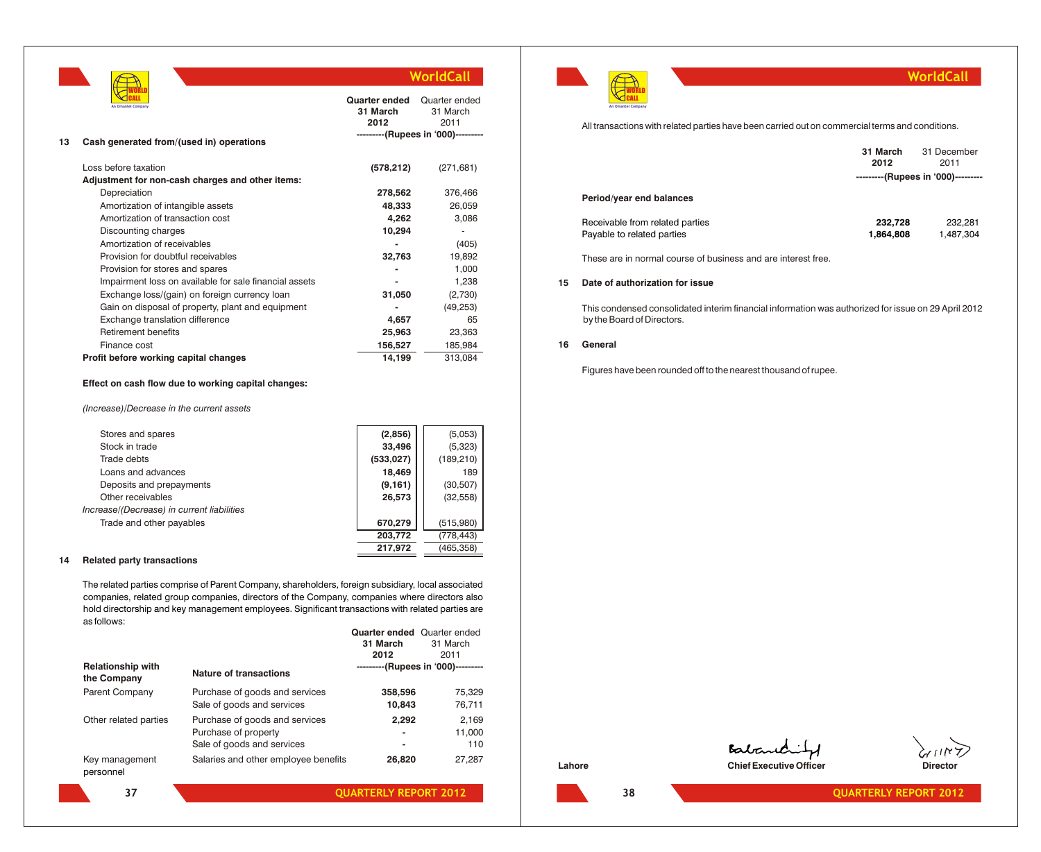| 13 | Cash generated from/(used in) operations | Quarter ended 31 March 2012 | Quarter ended 31 March 2011 |
|---|---|---|---|
| | | ---------(Rupees in '000)--------- | |
| | Loss before taxation | **(578,212)** | (271,681) |
| | **Adjustment for non-cash charges and other items:** | | |
| | Depreciation | **278,562** | 376,466 |
| | Amortization of intangible assets | **48,333** | 26,059 |
| | Amortization of transaction cost | **4,262** | 3,086 |
| | Discounting charges | **10,294** | - |
| | Amortization of receivables | **-** | (405) |
| | Provision for doubtful receivables | **32,763** | 19,892 |
| | Provision for stores and spares | **-** | 1,000 |
| | Impairment loss on available for sale financial assets | **-** | 1,238 |
| | Exchange loss/(gain) on foreign currency loan | **31,050** | (2,730) |
| | Gain on disposal of property, plant and equipment | **-** | (49,253) |
| | Exchange translation difference | **4,657** | 65 |
| | Retirement benefits | **25,963** | 23,363 |
| | Finance cost | **156,527** | 185,984 |
| | **Profit before working capital changes** | **14,199** | 313,084 |
| | **Effect on cash flow due to working capital changes:** | | |
| | *(Increase)/Decrease in the current assets* | | |
| | Stores and spares | **(2,856)** | (5,053) |
| | Stock in trade | **33,496** | (5,323) |
| | Trade debts | **(533,027)** | (189,210) |
| | Loans and advances | **18,469** | 189 |
| | Deposits and prepayments | **(9,161)** | (30,507) |
| | Other receivables | **26,573** | (32,558) |
| | *Increase/(Decrease) in current liabilities* | | |
| | Trade and other payables | **670,279** | (515,980) |
| | | **203,772** | (778,443) |
| | | **217,972** | (465,358) |

**14 Related party transactions**

The related parties comprise of Parent Company, shareholders, foreign subsidiary, local associated companies, related group companies, directors of the Company, companies where directors also hold directorship and key management employees. Significant transactions with related parties are as follows:

| Relationship with the Company | Nature of transactions | Quarter ended 31 March 2012 | Quarter ended 31 March 2011 |
|---|---|---|---|
| | | ---------(Rupees in '000)--------- | |
| Parent Company | Purchase of goods and services | **358,596** | 75,329 |
| | Sale of goods and services | **10,843** | 76,711 |
| Other related parties | Purchase of goods and services | **2,292** | 2,169 |
| | Purchase of property | **-** | 11,000 |
| | Sale of goods and services | **-** | 110 |
| Key management personnel | Salaries and other employee benefits | **26,820** | 27,287 |

All transactions with related parties have been carried out on commercial terms and conditions.

| | 31 March 2012 | 31 December 2011 |
|---|---|---|
| | ---------(Rupees in '000)--------- | |
| **Period/year end balances** | | |
| Receivable from related parties | **232,728** | 232,281 |
| Payable to related parties | **1,864,808** | 1,487,304 |

These are in normal course of business and are interest free.

**15 Date of authorization for issue**

This condensed consolidated interim financial information was authorized for issue on 29 April 2012 by the Board of Directors.

**16 General**

Figures have been rounded off to the nearest thousand of rupee.

Lahore

Chief Executive Officer

Director